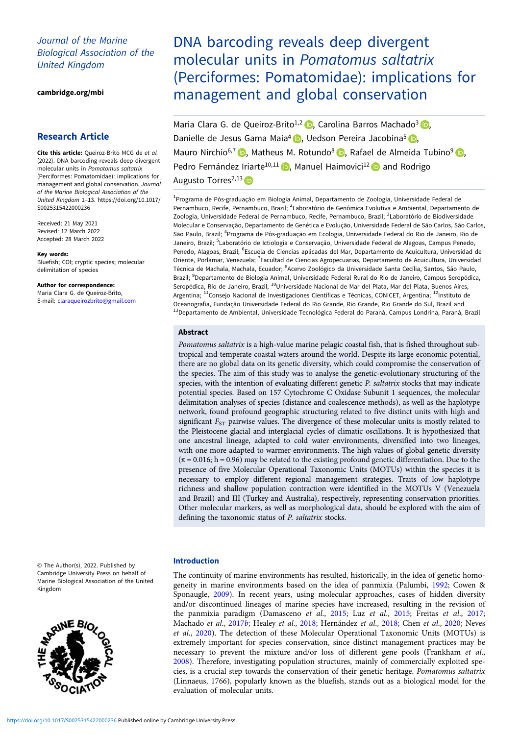Journal of the Marine Biological Association of the United Kingdom

cambridge.org/mbi

## Research Article

**Cite this article:** Queiroz-Brito MCG de *et al.* (2022). DNA barcoding reveals deep divergent molecular units in *Pomatomus saltatrix* (Perciformes: Pomatomidae): implications for management and global conservation. *Journal of the Marine Biological Association of the United Kingdom* 1–13. https://doi.org/10.1017/S0025315422000236

Received: 21 May 2021
Revised: 12 March 2022
Accepted: 28 March 2022

**Key words:**
Bluefish; COI; cryptic species; molecular delimitation of species

**Author for correspondence:**
Maria Clara G. de Queiroz-Brito,
E-mail: claraqueirozbrito@gmail.com

© The Author(s), 2022. Published by Cambridge University Press on behalf of Marine Biological Association of the United Kingdom

# DNA barcoding reveals deep divergent molecular units in *Pomatomus saltatrix* (Perciformes: Pomatomidae): implications for management and global conservation

Maria Clara G. de Queiroz-Brito[1,2], Carolina Barros Machado[3], Danielle de Jesus Gama Maia[4], Uedson Pereira Jacobina[5], Mauro Nirchio[6,7], Matheus M. Rotundo[8], Rafael de Almeida Tubino[9], Pedro Fernández Iriarte[10,11], Manuel Haimovici[12] and Rodrigo Augusto Torres[2,13]

[1]Programa de Pós-graduação em Biologia Animal, Departamento de Zoologia, Universidade Federal de Pernambuco, Recife, Pernambuco, Brazil; [2]Laboratório de Genômica Evolutiva e Ambiental, Departamento de Zoologia, Universidade Federal de Pernambuco, Recife, Pernambuco, Brazil; [3]Laboratório de Biodiversidade Molecular e Conservação, Departamento de Genética e Evolução, Universidade Federal de São Carlos, São Carlos, São Paulo, Brazil; [4]Programa de Pós-graduação em Ecologia, Universidade Federal do Rio de Janeiro, Rio de Janeiro, Brazil; [5]Laboratório de Ictiologia e Conservação, Universidade Federal de Alagoas, Campus Penedo, Penedo, Alagoas, Brazil; [6]Escuela de Ciencias aplicadas del Mar, Departamento de Acuicultura, Universidad de Oriente, Porlamar, Venezuela; [7]Facultad de Ciencias Agropecuarias, Departamento de Acuicultura, Universidad Técnica de Machala, Machala, Ecuador; [8]Acervo Zoológico da Universidade Santa Cecília, Santos, São Paulo, Brazil; [9]Departamento de Biologia Animal, Universidade Federal Rural do Rio de Janeiro, Campus Seropédica, Seropédica, Rio de Janeiro, Brazil; [10]Universidade Nacional de Mar del Plata, Mar del Plata, Buenos Aires, Argentina; [11]Consejo Nacional de Investigaciones Científicas e Técnicas, CONICET, Argentina; [12]Instituto de Oceanografia, Fundação Universidade Federal do Rio Grande, Rio Grande, Rio Grande do Sul, Brazil and [13]Departamento de Ambiental, Universidade Tecnológica Federal do Paraná, Campus Londrina, Paraná, Brazil

### Abstract

*Pomatomus saltatrix* is a high-value marine pelagic coastal fish, that is fished throughout subtropical and temperate coastal waters around the world. Despite its large economic potential, there are no global data on its genetic diversity, which could compromise the conservation of the species. The aim of this study was to analyse the genetic-evolutionary structuring of the species, with the intention of evaluating different genetic *P. saltatrix* stocks that may indicate potential species. Based on 157 Cytochrome C Oxidase Subunit 1 sequences, the molecular delimitation analyses of species (distance and coalescence methods), as well as the haplotype network, found profound geographic structuring related to five distinct units with high and significant $F_{ST}$ pairwise values. The divergence of these molecular units is mostly related to the Pleistocene glacial and interglacial cycles of climatic oscillations. It is hypothesized that one ancestral lineage, adapted to cold water environments, diversified into two lineages, with one more adapted to warmer environments. The high values of global genetic diversity ($\pi = 0.016$; $h = 0.96$) may be related to the existing profound genetic differentiation. Due to the presence of five Molecular Operational Taxonomic Units (MOTUs) within the species it is necessary to employ different regional management strategies. Traits of low haplotype richness and shallow population contraction were identified in the MOTUs V (Venezuela and Brazil) and III (Turkey and Australia), respectively, representing conservation priorities. Other molecular markers, as well as morphological data, should be explored with the aim of defining the taxonomic status of *P. saltatrix* stocks.

## Introduction

The continuity of marine environments has resulted, historically, in the idea of genetic homogeneity in marine environments based on the idea of panmixia (Palumbi, 1992; Cowen & Sponaugle, 2009). In recent years, using molecular approaches, cases of hidden diversity and/or discontinued lineages of marine species have increased, resulting in the revision of the panmixia paradigm (Damasceno *et al.*, 2015; Luz *et al.*, 2015; Freitas *et al.*, 2017; Machado *et al.*, 2017*b*; Healey *et al.*, 2018; Hernández *et al.*, 2018; Chen *et al.*, 2020; Neves *et al.*, 2020). The detection of these Molecular Operational Taxonomic Units (MOTUs) is extremely important for species conservation, since distinct management practices may be necessary to prevent the mixture and/or loss of different gene pools (Frankham *et al.*, 2008). Therefore, investigating population structures, mainly of commercially exploited species, is a crucial step towards the conservation of their genetic heritage. *Pomatomus saltatrix* (Linnaeus, 1766), popularly known as the bluefish, stands out as a biological model for the evaluation of molecular units.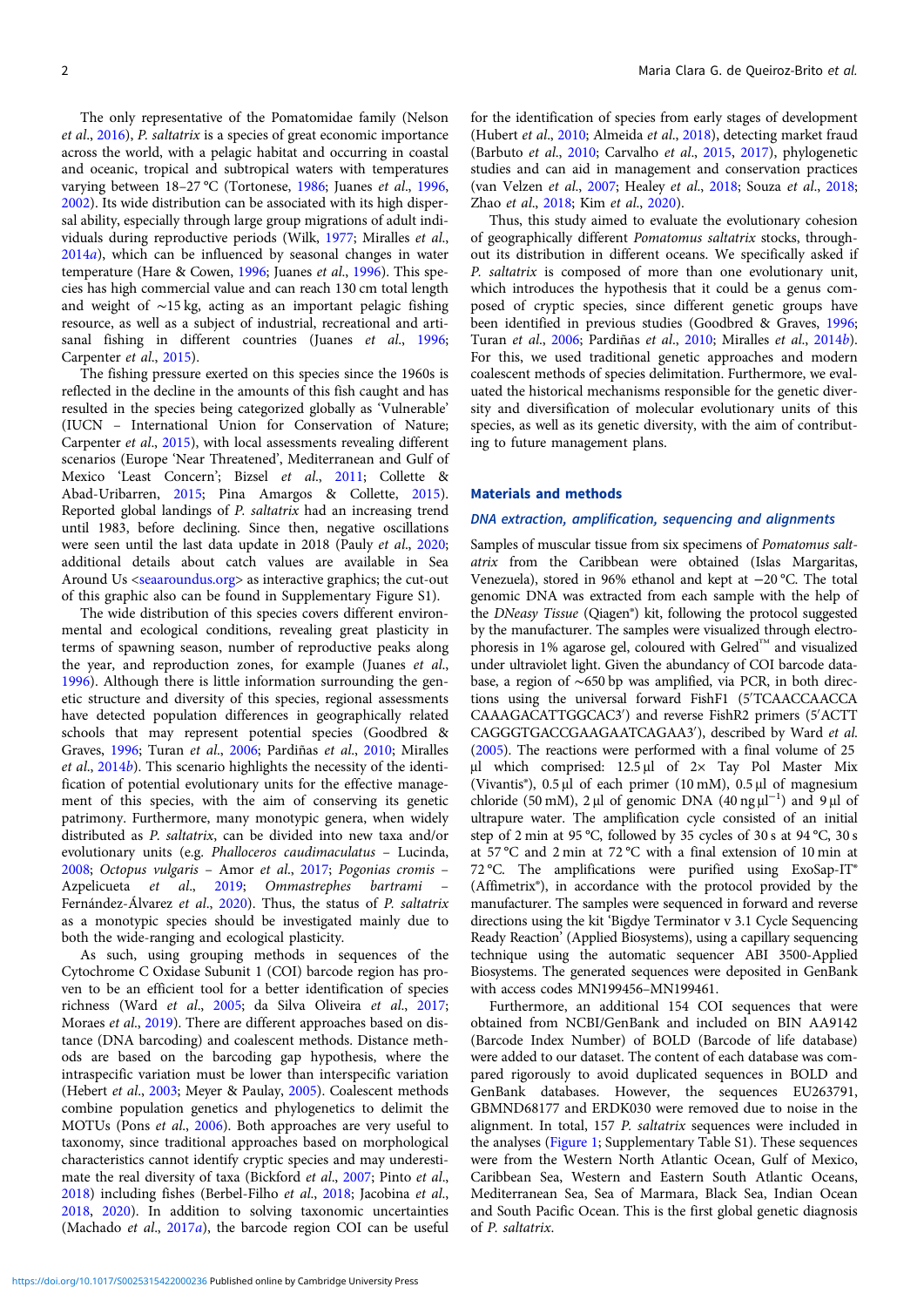The only representative of the Pomatomidae family (Nelson *et al.*, 2016), *P. saltatrix* is a species of great economic importance across the world, with a pelagic habitat and occurring in coastal and oceanic, tropical and subtropical waters with temperatures varying between 18–27 °C (Tortonese, 1986; Juanes *et al.*, 1996, 2002). Its wide distribution can be associated with its high dispersal ability, especially through large group migrations of adult individuals during reproductive periods (Wilk, 1977; Miralles *et al.*, 2014*a*), which can be influenced by seasonal changes in water temperature (Hare & Cowen, 1996; Juanes *et al.*, 1996). This species has high commercial value and can reach 130 cm total length and weight of ∼15 kg, acting as an important pelagic fishing resource, as well as a subject of industrial, recreational and artisanal fishing in different countries (Juanes *et al.*, 1996; Carpenter *et al.*, 2015).

The fishing pressure exerted on this species since the 1960s is reflected in the decline in the amounts of this fish caught and has resulted in the species being categorized globally as 'Vulnerable' (IUCN – International Union for Conservation of Nature; Carpenter *et al.*, 2015), with local assessments revealing different scenarios (Europe 'Near Threatened', Mediterranean and Gulf of Mexico 'Least Concern'; Bizsel *et al.*, 2011; Collette & Abad-Uribarren, 2015; Pina Amargos & Collette, 2015). Reported global landings of *P. saltatrix* had an increasing trend until 1983, before declining. Since then, negative oscillations were seen until the last data update in 2018 (Pauly *et al.*, 2020; additional details about catch values are available in Sea Around Us <seaaroundus.org> as interactive graphics; the cut-out of this graphic also can be found in Supplementary Figure S1).

The wide distribution of this species covers different environmental and ecological conditions, revealing great plasticity in terms of spawning season, number of reproductive peaks along the year, and reproduction zones, for example (Juanes *et al.*, 1996). Although there is little information surrounding the genetic structure and diversity of this species, regional assessments have detected population differences in geographically related schools that may represent potential species (Goodbred & Graves, 1996; Turan *et al.*, 2006; Pardiñas *et al.*, 2010; Miralles *et al.*, 2014*b*). This scenario highlights the necessity of the identification of potential evolutionary units for the effective management of this species, with the aim of conserving its genetic patrimony. Furthermore, many monotypic genera, when widely distributed as *P. saltatrix*, can be divided into new taxa and/or evolutionary units (e.g. *Phalloceros caudimaculatus* – Lucinda, 2008; *Octopus vulgaris* – Amor *et al.*, 2017; *Pogonias cromis* – Azpelicueta *et al.*, 2019; *Ommastrephes bartrami* – Fernández-Álvarez *et al.*, 2020). Thus, the status of *P. saltatrix* as a monotypic species should be investigated mainly due to both the wide-ranging and ecological plasticity.

As such, using grouping methods in sequences of the Cytochrome C Oxidase Subunit 1 (COI) barcode region has proven to be an efficient tool for a better identification of species richness (Ward *et al.*, 2005; da Silva Oliveira *et al.*, 2017; Moraes *et al.*, 2019). There are different approaches based on distance (DNA barcoding) and coalescent methods. Distance methods are based on the barcoding gap hypothesis, where the intraspecific variation must be lower than interspecific variation (Hebert *et al.*, 2003; Meyer & Paulay, 2005). Coalescent methods combine population genetics and phylogenetics to delimit the MOTUs (Pons *et al.*, 2006). Both approaches are very useful to taxonomy, since traditional approaches based on morphological characteristics cannot identify cryptic species and may underestimate the real diversity of taxa (Bickford *et al.*, 2007; Pinto *et al.*, 2018) including fishes (Berbel-Filho *et al.*, 2018; Jacobina *et al.*, 2018, 2020). In addition to solving taxonomic uncertainties (Machado *et al.*, 2017*a*), the barcode region COI can be useful for the identification of species from early stages of development (Hubert *et al.*, 2010; Almeida *et al.*, 2018), detecting market fraud (Barbuto *et al.*, 2010; Carvalho *et al.*, 2015, 2017), phylogenetic studies and can aid in management and conservation practices (van Velzen *et al.*, 2007; Healey *et al.*, 2018; Souza *et al.*, 2018; Zhao *et al.*, 2018; Kim *et al.*, 2020).

Thus, this study aimed to evaluate the evolutionary cohesion of geographically different *Pomatomus saltatrix* stocks, throughout its distribution in different oceans. We specifically asked if *P. saltatrix* is composed of more than one evolutionary unit, which introduces the hypothesis that it could be a genus composed of cryptic species, since different genetic groups have been identified in previous studies (Goodbred & Graves, 1996; Turan *et al.*, 2006; Pardiñas *et al.*, 2010; Miralles *et al.*, 2014*b*). For this, we used traditional genetic approaches and modern coalescent methods of species delimitation. Furthermore, we evaluated the historical mechanisms responsible for the genetic diversity and diversification of molecular evolutionary units of this species, as well as its genetic diversity, with the aim of contributing to future management plans.

## Materials and methods

### DNA extraction, amplification, sequencing and alignments

Samples of muscular tissue from six specimens of *Pomatomus saltatrix* from the Caribbean were obtained (Islas Margaritas, Venezuela), stored in 96% ethanol and kept at −20 °C. The total genomic DNA was extracted from each sample with the help of the *DNeasy Tissue* (Qiagen®) kit, following the protocol suggested by the manufacturer. The samples were visualized through electrophoresis in 1% agarose gel, coloured with Gelred™ and visualized under ultraviolet light. Given the abundancy of COI barcode database, a region of ∼650 bp was amplified, via PCR, in both directions using the universal forward FishF1 (5′TCAACCAACCA CAAAGACATTGGCAC3′) and reverse FishR2 primers (5′ACTT CAGGGTGACCGAAGAATCAGAA3′), described by Ward *et al.* (2005). The reactions were performed with a final volume of 25 μl which comprised: 12.5 μl of 2× Tay Pol Master Mix (Vivantis®), 0.5 μl of each primer (10 mM), 0.5 μl of magnesium chloride (50 mM), 2 μl of genomic DNA (40 ng μl$^{-1}$) and 9 μl of ultrapure water. The amplification cycle consisted of an initial step of 2 min at 95 °C, followed by 35 cycles of 30 s at 94 °C, 30 s at 57 °C and 2 min at 72 °C with a final extension of 10 min at 72 °C. The amplifications were purified using ExoSap-IT® (Affimetrix®), in accordance with the protocol provided by the manufacturer. The samples were sequenced in forward and reverse directions using the kit 'Bigdye Terminator v 3.1 Cycle Sequencing Ready Reaction' (Applied Biosystems), using a capillary sequencing technique using the automatic sequencer ABI 3500-Applied Biosystems. The generated sequences were deposited in GenBank with access codes MN199456–MN199461.

Furthermore, an additional 154 COI sequences that were obtained from NCBI/GenBank and included on BIN AA9142 (Barcode Index Number) of BOLD (Barcode of life database) were added to our dataset. The content of each database was compared rigorously to avoid duplicated sequences in BOLD and GenBank databases. However, the sequences EU263791, GBMND68177 and ERDK030 were removed due to noise in the alignment. In total, 157 *P. saltatrix* sequences were included in the analyses (Figure 1; Supplementary Table S1). These sequences were from the Western North Atlantic Ocean, Gulf of Mexico, Caribbean Sea, Western and Eastern South Atlantic Oceans, Mediterranean Sea, Sea of Marmara, Black Sea, Indian Ocean and South Pacific Ocean. This is the first global genetic diagnosis of *P. saltatrix*.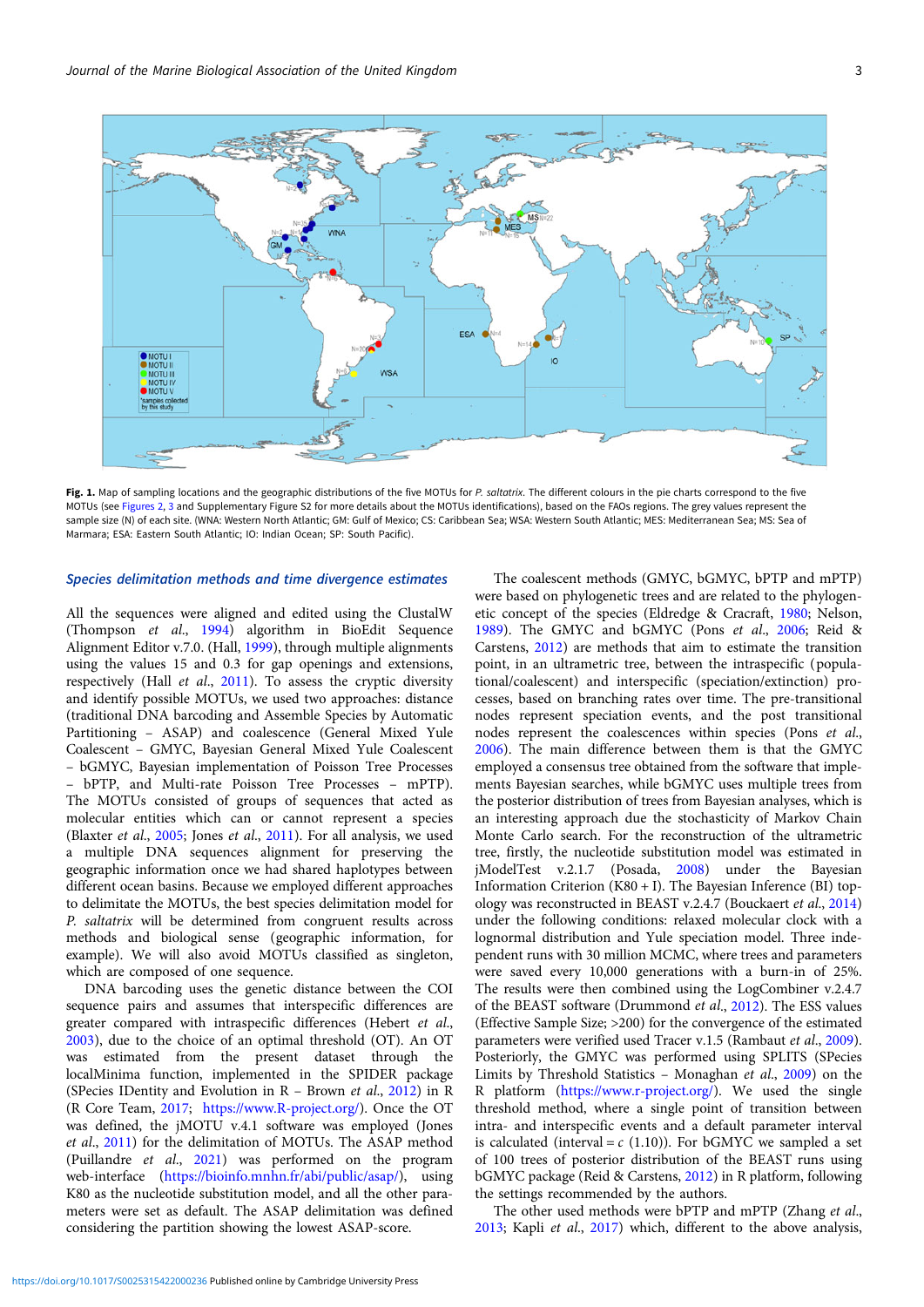Fig. 1. Map of sampling locations and the geographic distributions of the five MOTUs for *P. saltatrix*. The different colours in the pie charts correspond to the five MOTUs (see Figures 2, 3 and Supplementary Figure S2 for more details about the MOTUs identifications), based on the FAOs regions. The grey values represent the sample size (N) of each site. (WNA: Western North Atlantic; GM: Gulf of Mexico; CS: Caribbean Sea; WSA: Western South Atlantic; MES: Mediterranean Sea; MS: Sea of Marmara; ESA: Eastern South Atlantic; IO: Indian Ocean; SP: South Pacific).

### Species delimitation methods and time divergence estimates

All the sequences were aligned and edited using the ClustalW (Thompson *et al.*, 1994) algorithm in BioEdit Sequence Alignment Editor v.7.0. (Hall, 1999), through multiple alignments using the values 15 and 0.3 for gap openings and extensions, respectively (Hall *et al.*, 2011). To assess the cryptic diversity and identify possible MOTUs, we used two approaches: distance (traditional DNA barcoding and Assemble Species by Automatic Partitioning – ASAP) and coalescence (General Mixed Yule Coalescent – GMYC, Bayesian General Mixed Yule Coalescent – bGMYC, Bayesian implementation of Poisson Tree Processes – bPTP, and Multi-rate Poisson Tree Processes – mPTP). The MOTUs consisted of groups of sequences that acted as molecular entities which can or cannot represent a species (Blaxter *et al.*, 2005; Jones *et al.*, 2011). For all analysis, we used a multiple DNA sequences alignment for preserving the geographic information once we had shared haplotypes between different ocean basins. Because we employed different approaches to delimitate the MOTUs, the best species delimitation model for *P. saltatrix* will be determined from congruent results across methods and biological sense (geographic information, for example). We will also avoid MOTUs classified as singleton, which are composed of one sequence.

DNA barcoding uses the genetic distance between the COI sequence pairs and assumes that interspecific differences are greater compared with intraspecific differences (Hebert *et al.*, 2003), due to the choice of an optimal threshold (OT). An OT was defined from the present dataset through the localMinima function, implemented in the SPIDER package (SPecies IDentity and Evolution in R – Brown *et al.*, 2012) in R (R Core Team, 2017; https://www.R-project.org/). Once the OT was defined, the jMOTU v.4.1 software was employed (Jones *et al.*, 2011) for the delimitation of MOTUs. The ASAP method (Puillandre *et al.*, 2021) was performed on the program web-interface (https://bioinfo.mnhn.fr/abi/public/asap/), using K80 as the nucleotide substitution model, and all the other parameters were set as default. The ASAP delimitation was defined considering the partition showing the lowest ASAP-score.

The coalescent methods (GMYC, bGMYC, bPTP and mPTP) were based on phylogenetic trees and are related to the phylogenetic concept of the species (Eldredge & Cracraft, 1980; Nelson, 1989). The GMYC and bGMYC (Pons *et al.*, 2006; Reid & Carstens, 2012) are methods that aim to estimate the transition point, in an ultrametric tree, between the intraspecific (population/coalescent) and interspecific (speciation/extinction) processes, based on branching rates over time. The pre-transitional nodes represent speciation events, and the post transitional nodes represent the coalescences within species (Pons *et al.*, 2006). The main difference between them is that the GMYC employed a consensus tree obtained from the software that implements Bayesian searches, while bGMYC uses multiple trees from the posterior distribution of trees from Bayesian analyses, which is an interesting approach due the stochasticity of Markov Chain Monte Carlo search. For the reconstruction of the ultrametric tree, firstly, the nucleotide substitution model was estimated in jModelTest v.2.1.7 (Posada, 2008) under the Bayesian Information Criterion (K80 + I). The Bayesian Inference (BI) topology was reconstructed in BEAST v.2.4.7 (Bouckaert *et al.*, 2014) under the following conditions: relaxed molecular clock with a lognormal distribution and Yule speciation model. Three independent runs with 30 million MCMC, where trees and parameters were saved every 10,000 generations with a burn-in of 25%. The results were then combined using the LogCombiner v.2.4.7 of the BEAST software (Drummond *et al.*, 2012). The ESS values (Effective Sample Size; >200) for the convergence of the estimated parameters were verified used Tracer v.1.5 (Rambaut *et al.*, 2009). Posteriorly, the GMYC was performed using SPLITS (SPecies Limits by Threshold Statistics – Monaghan *et al.*, 2009) on the R platform (https://www.r-project.org/). We used the single threshold method, where a single point of transition between intra- and interspecific events and a default parameter interval is calculated (interval = *c* (1.10)). For bGMYC we sampled a set of 100 trees of posterior distribution of the BEAST runs using bGMYC package (Reid & Carstens, 2012) in R platform, following the settings recommended by the authors.

The other used methods were bPTP and mPTP (Zhang *et al.*, 2013; Kapli *et al.*, 2017) which, different to the above analysis,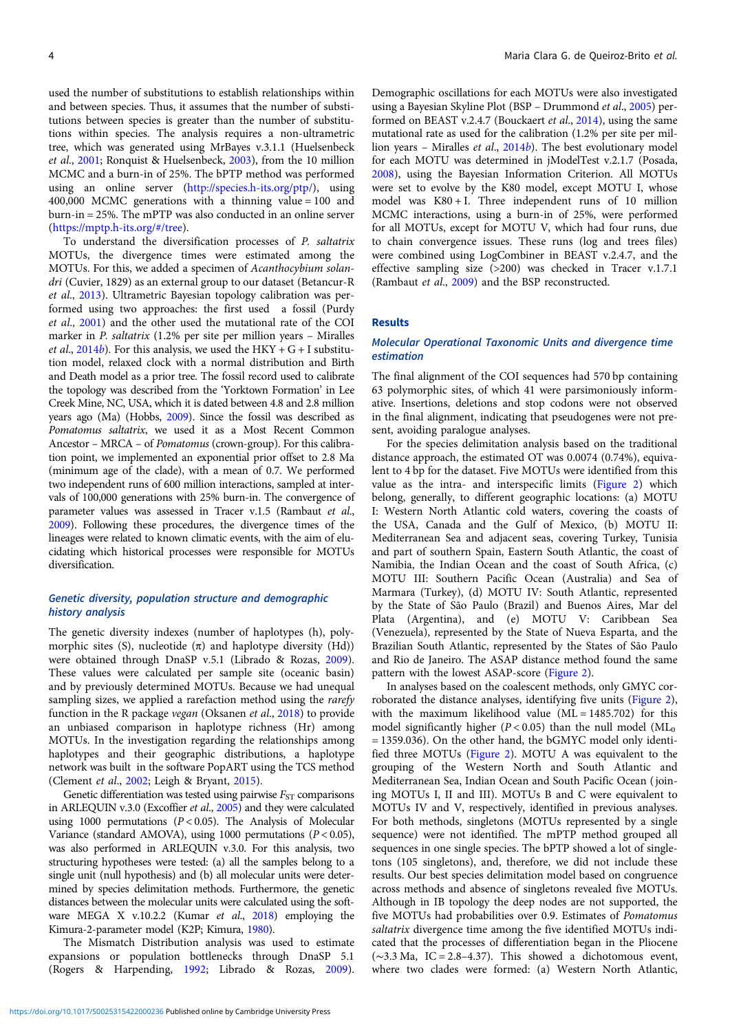used the number of substitutions to establish relationships within and between species. Thus, it assumes that the number of substitutions between species is greater than the number of substitutions within species. The analysis requires a non-ultrametric tree, which was generated using MrBayes v.3.1.1 (Huelsenbeck *et al.*, 2001; Ronquist & Huelsenbeck, 2003), from the 10 million MCMC and a burn-in of 25%. The bPTP method was performed using an online server (http://species.h-its.org/ptp/), using 400,000 MCMC generations with a thinning value = 100 and burn-in = 25%. The mPTP was also conducted in an online server (https://mptp.h-its.org/#/tree).

To understand the diversification processes of *P. saltatrix* MOTUs, the divergence times were estimated among the MOTUs. For this, we added a specimen of *Acanthocybium solandri* (Cuvier, 1829) as an external group to our dataset (Betancur-R *et al.*, 2013). Ultrametric Bayesian topology calibration was performed using two approaches: the first used a fossil (Purdy *et al.*, 2001) and the other used the mutational rate of the COI marker in *P. saltatrix* (1.2% per site per million years – Miralles *et al.*, 2014*b*). For this analysis, we used the HKY + G + I substitution model, relaxed clock with a normal distribution and Birth and Death model as a prior tree. The fossil record used to calibrate the topology was described from the 'Yorktown Formation' in Lee Creek Mine, NC, USA, which it is dated between 4.8 and 2.8 million years ago (Ma) (Hobbs, 2009). Since the fossil was described as *Pomatomus saltatrix*, we used it as a Most Recent Common Ancestor – MRCA – of *Pomatomus* (crown-group). For this calibration point, we implemented an exponential prior offset to 2.8 Ma (minimum age of the clade), with a mean of 0.7. We performed two independent runs of 600 million interactions, sampled at intervals of 100,000 generations with 25% burn-in. The convergence of parameter values was assessed in Tracer v.1.5 (Rambaut *et al.*, 2009). Following these procedures, the divergence times of the lineages were related to known climatic events, with the aim of elucidating which historical processes were responsible for MOTUs diversification.

### Genetic diversity, population structure and demographic history analysis

The genetic diversity indexes (number of haplotypes (h), polymorphic sites (S), nucleotide (π) and haplotype diversity (Hd)) were obtained through DnaSP v.5.1 (Librado & Rozas, 2009). These values were calculated per sample site (oceanic basin) and by previously determined MOTUs. Because we had unequal sampling sizes, we applied a rarefaction method using the *rarefy* function in the R package *vegan* (Oksanen *et al.*, 2018) to provide an unbiased comparison in haplotype richness (Hr) among MOTUs. In the investigation regarding the relationships among haplotypes and their geographic distributions, a haplotype network was built in the software PopART using the TCS method (Clement *et al.*, 2002; Leigh & Bryant, 2015).

Genetic differentiation was tested using pairwise $F_{ST}$ comparisons in ARLEQUIN v.3.0 (Excoffier *et al.*, 2005) and they were calculated using 1000 permutations ($P < 0.05$). The Analysis of Molecular Variance (standard AMOVA), using 1000 permutations ($P < 0.05$), was also performed in ARLEQUIN v.3.0. For this analysis, two structuring hypotheses were tested: (a) all the samples belong to a single unit (null hypothesis) and (b) all molecular units were determined by species delimitation methods. Furthermore, the genetic distances between the molecular units were calculated using the software MEGA X v.10.2.2 (Kumar *et al.*, 2018) employing the Kimura-2-parameter model (K2P; Kimura, 1980).

The Mismatch Distribution analysis was used to estimate expansions or population bottlenecks through DnaSP 5.1 (Rogers & Harpending, 1992; Librado & Rozas, 2009). Demographic oscillations for each MOTUs were also investigated using a Bayesian Skyline Plot (BSP – Drummond *et al.*, 2005) performed on BEAST v.2.4.7 (Bouckaert *et al.*, 2014), using the same mutational rate as used for the calibration (1.2% per site per million years – Miralles *et al.*, 2014*b*). The best evolutionary model for each MOTU was determined in jModelTest v.2.1.7 (Posada, 2008), using the Bayesian Information Criterion. All MOTUs were set to evolve by the K80 model, except MOTU I, whose model was K80 + I. Three independent runs of 10 million MCMC interactions, using a burn-in of 25%, were performed for all MOTUs, except for MOTU V, which had four runs, due to chain convergence issues. These runs (log and trees files) were combined using LogCombiner in BEAST v.2.4.7, and the effective sampling size (>200) was checked in Tracer v.1.7.1 (Rambaut *et al.*, 2009) and the BSP reconstructed.

## Results

### Molecular Operational Taxonomic Units and divergence time estimation

The final alignment of the COI sequences had 570 bp containing 63 polymorphic sites, of which 41 were parsimoniously informative. Insertions, deletions and stop codons were not observed in the final alignment, indicating that pseudogenes were not present, avoiding paralogue analyses.

For the species delimitation analysis based on the traditional distance approach, the estimated OT was 0.0074 (0.74%), equivalent to 4 bp for the dataset. Five MOTUs were identified from this value as the intra- and interspecific limits (Figure 2) which belong, generally, to different geographic locations: (a) MOTU I: Western North Atlantic cold waters, covering the coasts of the USA, Canada and the Gulf of Mexico, (b) MOTU II: Mediterranean Sea and adjacent seas, covering Turkey, Tunisia and part of southern Spain, Eastern South Atlantic, the coast of Namibia, the Indian Ocean and the coast of South Africa, (c) MOTU III: Southern Pacific Ocean (Australia) and Sea of Marmara (Turkey), (d) MOTU IV: South Atlantic, represented by the State of São Paulo (Brazil) and Buenos Aires, Mar del Plata (Argentina), and (e) MOTU V: Caribbean Sea (Venezuela), represented by the State of Nueva Esparta, and the Brazilian South Atlantic, represented by the States of São Paulo and Rio de Janeiro. The ASAP distance method found the same pattern with the lowest ASAP-score (Figure 2).

In analyses based on the coalescent methods, only GMYC corroborated the distance analyses, identifying five units (Figure 2), with the maximum likelihood value (ML = 1485.702) for this model significantly higher ($P < 0.05$) than the null model ($ML_0$ = 1359.036). On the other hand, the bGMYC model only identified three MOTUs (Figure 2). MOTU A was equivalent to the grouping of the Western North and South Atlantic and Mediterranean Sea, Indian Ocean and South Pacific Ocean (joining MOTUs I, II and III). MOTUs B and C were equivalent to MOTUs IV and V, respectively, identified in previous analyses. For both methods, singletons (MOTUs represented by a single sequence) were not identified. The mPTP method grouped all sequences in one single species. The bPTP showed a lot of singletons (105 singletons), and, therefore, we did not include these results. Our best species delimitation model based on congruence across methods and absence of singletons revealed five MOTUs. Although in IB topology the deep nodes are not supported, the five MOTUs had probabilities over 0.9. Estimates of *Pomatomus saltatrix* divergence time among the five identified MOTUs indicated that the processes of differentiation began in the Pliocene (~3.3 Ma, IC = 2.8–4.37). This showed a dichotomous event, where two clades were formed: (a) Western North Atlantic,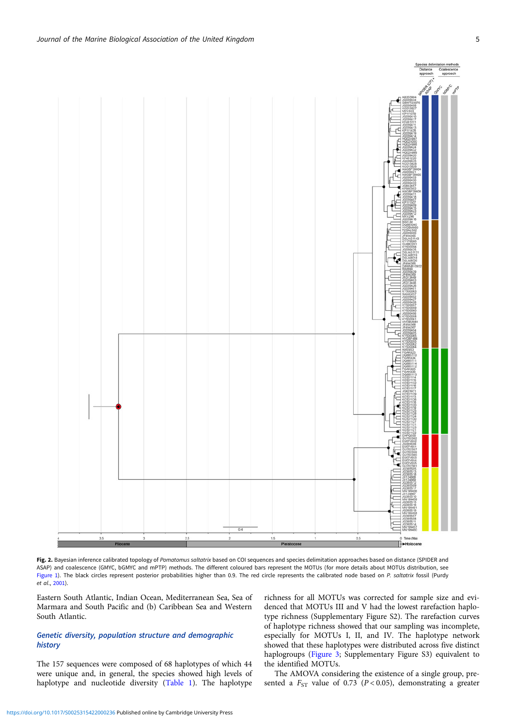Species delimitation methods

Distance approach

Coalescence approach

SPIDER (OT) + ASAP

GMYC

bGMYC

mPTP

0.4

4

3.5

3

2.5

2

1.5

1

0.5

0 Time (Ma)

Pliocene

Pleistocene

Holocene

**Fig. 2.** Bayesian inference calibrated topology of *Pomatomus saltatrix* based on COI sequences and species delimitation approaches based on distance (SPIDER and ASAP) and coalescence (GMYC, bGMYC and mPTP) methods. The different coloured bars represent the MOTUs (for more details about MOTUs distribution, see Figure 1). The black circles represent posterior probabilities higher than 0.9. The red circle represents the calibrated node based on *P. saltatrix* fossil (Purdy *et al.*, 2001).

Eastern South Atlantic, Indian Ocean, Mediterranean Sea, Sea of Marmara and South Pacific and (b) Caribbean Sea and Western South Atlantic.

### Genetic diversity, population structure and demographic history

The 157 sequences were composed of 68 haplotypes of which 44 were unique and, in general, the species showed high levels of haplotype and nucleotide diversity (Table 1). The haplotype richness for all MOTUs was corrected for sample size and evidenced that MOTUs III and V had the lowest rarefaction haplotype richness (Supplementary Figure S2). The rarefaction curves of haplotype richness showed that our sampling was incomplete, especially for MOTUs I, II, and IV. The haplotype network showed that these haplotypes were distributed across five distinct haplogroups (Figure 3; Supplementary Figure S3) equivalent to the identified MOTUs.

The AMOVA considering the existence of a single group, presented a $F_{ST}$ value of 0.73 ($P < 0.05$), demonstrating a greater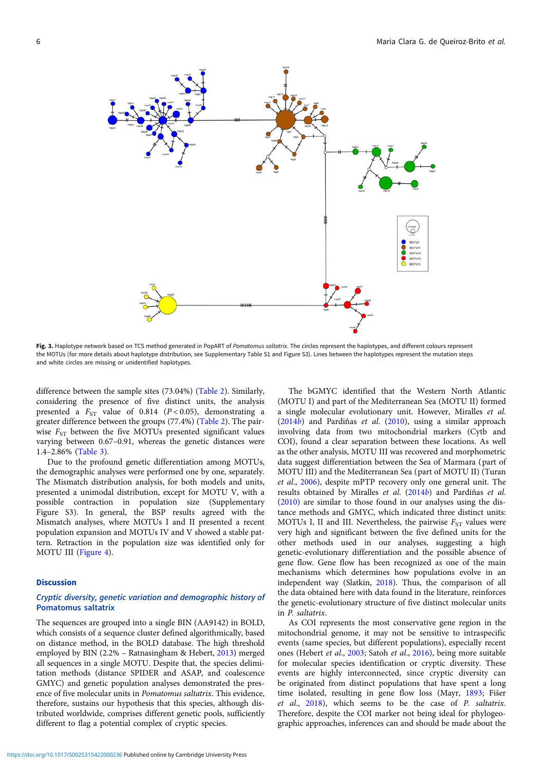Haplotype network figure labels (as printed on the figure): Hap34, Hap37, Hap28, Hap21, Hap29, Hap41, Hap49, Hap39, Hap54, Hap55, Hap47, Hap35, Hap43, Hap42, Hap45, Hap53, Hap44, Hap50, Hap48, Hap33, Hap40, Hap31, Hap36, Hap32, Hap14, Hap13, Hap15, Hap17, Hap23, Hap11, Hap8, Hap9, Hap16, Hap12, Hap1, Hap4, Hap3, Hap6, Hap5, Hap2, Hap20, Hap26, Hap25, Hap24, Hap27, Hap22, Hap19, Hap59, Hap67, Hap58, Hap63, Hap66, Hap56, Hap62, Hap60, Hap57, Hap61, Hap68, Hap65, Hap64

10 samples

1 sample

MOTU I

MOTU II

MOTU III

MOTU IV

MOTU V

**Fig. 3.** Haplotype network based on TCS method generated in PopART of *Pomatomus saltatrix*. The circles represent the haplotypes, and different colours represent the MOTUs (for more details about haplotype distribution, see Supplementary Table S1 and Figure S3). Lines between the haplotypes represent the mutation steps and white circles are missing or unidentified haplotypes.

difference between the sample sites (73.04%) (Table 2). Similarly, considering the presence of five distinct units, the analysis presented a $F_{ST}$ value of 0.814 ($P < 0.05$), demonstrating a greater difference between the groups (77.4%) (Table 2). The pairwise $F_{ST}$ between the five MOTUs presented significant values varying between 0.67–0.91, whereas the genetic distances were 1.4–2.86% (Table 3).

Due to the profound genetic differentiation among MOTUs, the demographic analyses were performed one by one, separately. The Mismatch distribution analysis, for both models and units, presented a unimodal distribution, except for MOTU V, with a possible contraction in population size (Supplementary Figure S3). In general, the BSP results agreed with the Mismatch analyses, where MOTUs I and II presented a recent population expansion and MOTUs IV and V showed a stable pattern. Retraction in the population size was identified only for MOTU III (Figure 4).

## Discussion

### *Cryptic diversity, genetic variation and demographic history of* Pomatomus saltatrix

The sequences are grouped into a single BIN (AA9142) in BOLD, which consists of a sequence cluster defined algorithmically, based on distance method, in the BOLD database. The high threshold employed by BIN (2.2% – Ratnasingham & Hebert, 2013) merged all sequences in a single MOTU. Despite that, the species delimitation methods (distance SPIDER and ASAP, and coalescence GMYC) and genetic population analyses demonstrated the presence of five molecular units in *Pomatomus saltatrix*. This evidence, therefore, sustains our hypothesis that this species, although distributed worldwide, comprises different genetic pools, sufficiently different to flag a potential complex of cryptic species.

The bGMYC identified that the Western North Atlantic (MOTU I) and part of the Mediterranean Sea (MOTU II) formed a single molecular evolutionary unit. However, Miralles *et al.* (2014*b*) and Pardiñas *et al.* (2010), using a similar approach involving data from two mitochondrial markers (Cytb and COI), found a clear separation between these locations. As well as the other analysis, MOTU III was recovered and morphometric data suggest differentiation between the Sea of Marmara (part of MOTU III) and the Mediterranean Sea (part of MOTU II) (Turan *et al.*, 2006), despite mPTP recovery only one general unit. The results obtained by Miralles *et al.* (2014*b*) and Pardiñas *et al.* (2010) are similar to those found in our analyses using the distance methods and GMYC, which indicated three distinct units: MOTUs I, II and III. Nevertheless, the pairwise $F_{ST}$ values were very high and significant between the five defined units for the other methods used in our analyses, suggesting a high genetic-evolutionary differentiation and the possible absence of gene flow. Gene flow has been recognized as one of the main mechanisms which determines how populations evolve in an independent way (Slatkin, 2018). Thus, the comparison of all the data obtained here with data found in the literature, reinforces the genetic-evolutionary structure of five distinct molecular units in *P. saltatrix*.

As COI represents the most conservative gene region in the mitochondrial genome, it may not be sensitive to intraspecific events (same species, but different populations), especially recent ones (Hebert *et al.*, 2003; Satoh *et al.*, 2016), being more suitable for molecular species identification or cryptic diversity. These events are highly interconnected, since cryptic diversity can be originated from distinct populations that have spent a long time isolated, resulting in gene flow loss (Mayr, 1893; Fišer *et al.*, 2018), which seems to be the case of *P. saltatrix*. Therefore, despite the COI marker not being ideal for phylogeographic approaches, inferences can and should be made about the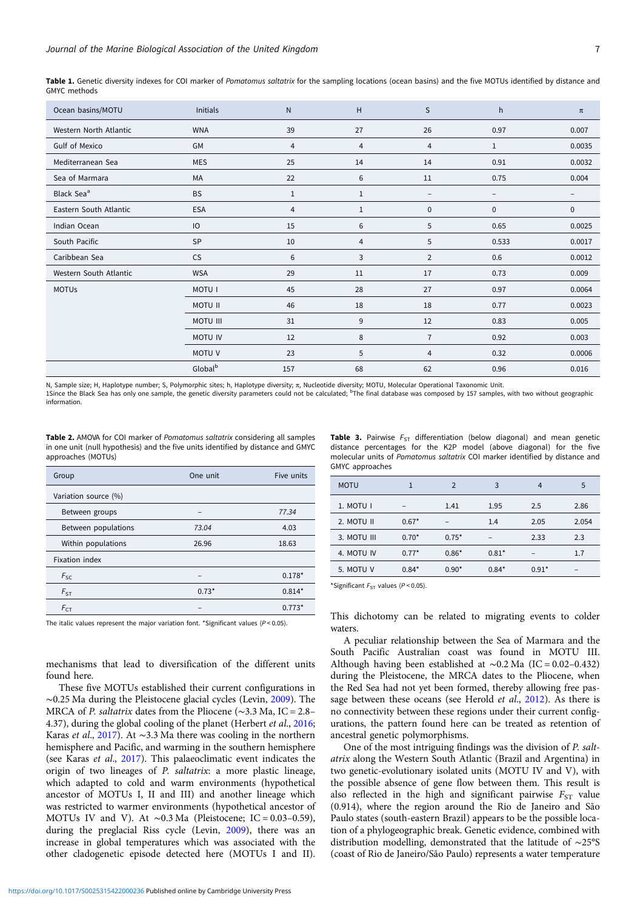**Table 1.** Genetic diversity indexes for COI marker of *Pomatomus saltatrix* for the sampling locations (ocean basins) and the five MOTUs identified by distance and GMYC methods

| Ocean basins/MOTU | Initials | N | H | S | h | π |
|---|---|---|---|---|---|---|
| Western North Atlantic | WNA | 39 | 27 | 26 | 0.97 | 0.007 |
| Gulf of Mexico | GM | 4 | 4 | 4 | 1 | 0.0035 |
| Mediterranean Sea | MES | 25 | 14 | 14 | 0.91 | 0.0032 |
| Sea of Marmara | MA | 22 | 6 | 11 | 0.75 | 0.004 |
| Black Sea[a] | BS | 1 | 1 | – | – | – |
| Eastern South Atlantic | ESA | 4 | 1 | 0 | 0 | 0 |
| Indian Ocean | IO | 15 | 6 | 5 | 0.65 | 0.0025 |
| South Pacific | SP | 10 | 4 | 5 | 0.533 | 0.0017 |
| Caribbean Sea | CS | 6 | 3 | 2 | 0.6 | 0.0012 |
| Western South Atlantic | WSA | 29 | 11 | 17 | 0.73 | 0.009 |
| MOTUs | MOTU I | 45 | 28 | 27 | 0.97 | 0.0064 |
| | MOTU II | 46 | 18 | 18 | 0.77 | 0.0023 |
| | MOTU III | 31 | 9 | 12 | 0.83 | 0.005 |
| | MOTU IV | 12 | 8 | 7 | 0.92 | 0.003 |
| | MOTU V | 23 | 5 | 4 | 0.32 | 0.0006 |
| | Global[b] | 157 | 68 | 62 | 0.96 | 0.016 |

N, Sample size; H, Haplotype number; S, Polymorphic sites; h, Haplotype diversity; π, Nucleotide diversity; MOTU, Molecular Operational Taxonomic Unit.
1Since the Black Sea has only one sample, the genetic diversity parameters could not be calculated; [b]The final database was composed by 157 samples, with two without geographic information.

**Table 2.** AMOVA for COI marker of *Pomatomus saltatrix* considering all samples in one unit (null hypothesis) and the five units identified by distance and GMYC approaches (MOTUs)

| Group | One unit | Five units |
|---|---|---|
| Variation source (%) | | |
| Between groups | – | *77.34* |
| Between populations | *73.04* | 4.03 |
| Within populations | 26.96 | 18.63 |
| Fixation index | | |
| $F_{SC}$ | – | 0.178* |
| $F_{ST}$ | 0.73* | 0.814* |
| $F_{CT}$ | – | 0.773* |

The italic values represent the major variation font. *Significant values ($P < 0.05$).

**Table 3.** Pairwise $F_{ST}$ differentiation (below diagonal) and mean genetic distance percentages for the K2P model (above diagonal) for the five molecular units of *Pomatomus saltatrix* COI marker identified by distance and GMYC approaches

| MOTU | 1 | 2 | 3 | 4 | 5 |
|---|---|---|---|---|---|
| 1. MOTU I | – | 1.41 | 1.95 | 2.5 | 2.86 |
| 2. MOTU II | 0.67* | – | 1.4 | 2.05 | 2.054 |
| 3. MOTU III | 0.70* | 0.75* | – | 2.33 | 2.3 |
| 4. MOTU IV | 0.77* | 0.86* | 0.81* | – | 1.7 |
| 5. MOTU V | 0.84* | 0.90* | 0.84* | 0.91* | – |

*Significant $F_{ST}$ values ($P < 0.05$).

mechanisms that lead to diversification of the different units found here.

These five MOTUs established their current configurations in ~0.25 Ma during the Pleistocene glacial cycles (Levin, 2009). The MRCA of *P. saltatrix* dates from the Pliocene (~3.3 Ma, IC = 2.8–4.37), during the global cooling of the planet (Herbert *et al*., 2016; Karas *et al*., 2017). At ~3.3 Ma there was cooling in the northern hemisphere and Pacific, and warming in the southern hemisphere (see Karas *et al*., 2017). This palaeoclimatic event indicates the origin of two lineages of *P. saltatrix*: a more plastic lineage, which adapted to cold and warm environments (hypothetical ancestor of MOTUs I, II and III) and another lineage which was restricted to warmer environments (hypothetical ancestor of MOTUs IV and V). At ~0.3 Ma (Pleistocene; IC = 0.03–0.59), during the preglacial Riss cycle (Levin, 2009), there was an increase in global temperatures which was associated with the other cladogenetic episode detected here (MOTUs I and II). This dichotomy can be related to migrating events to colder waters.

A peculiar relationship between the Sea of Marmara and the South Pacific Australian coast was found in MOTU III. Although having been established at ~0.2 Ma (IC = 0.02–0.432) during the Pleistocene, the MRCA dates to the Pliocene, when the Red Sea had not yet been formed, thereby allowing free passage between these oceans (see Herold *et al*., 2012). As there is no connectivity between these regions under their current configurations, the pattern found here can be treated as retention of ancestral genetic polymorphisms.

One of the most intriguing findings was the division of *P. saltatrix* along the Western South Atlantic (Brazil and Argentina) in two genetic-evolutionary isolated units (MOTU IV and V), with the possible absence of gene flow between them. This result is also reflected in the high and significant pairwise $F_{ST}$ value (0.914), where the region around the Rio de Janeiro and São Paulo states (south-eastern Brazil) appears to be the possible location of a phylogeographic break. Genetic evidence, combined with distribution modelling, demonstrated that the latitude of ~25°S (coast of Rio de Janeiro/São Paulo) represents a water temperature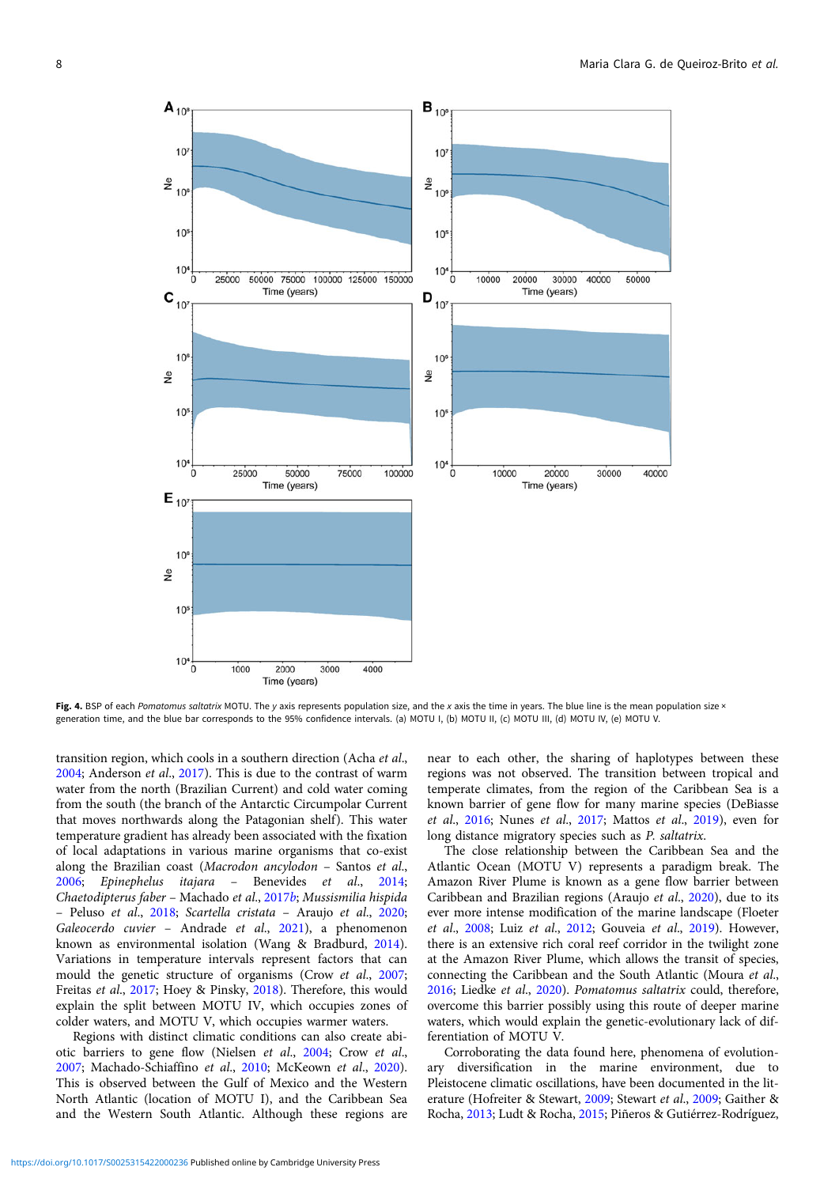A
10⁸
10⁷
10⁶
10⁵
10⁴
Ne
0 25000 50000 75000 100000 125000 150000
Time (years)

B
10⁸
10⁷
10⁶
10⁵
10⁴
Ne
0 10000 20000 30000 40000 50000
Time (years)

C
10⁷
10⁶
10⁵
10⁴
Ne
0 25000 50000 75000 100000
Time (years)

D
10⁷
10⁶
10⁵
10⁴
Ne
0 10000 20000 30000 40000
Time (years)

E
10⁷
10⁶
10⁵
10⁴
Ne
0 1000 2000 3000 4000
Time (years)

**Fig. 4.** BSP of each *Pomatomus saltatrix* MOTU. The *y* axis represents population size, and the *x* axis the time in years. The blue line is the mean population size × generation time, and the blue bar corresponds to the 95% confidence intervals. (a) MOTU I, (b) MOTU II, (c) MOTU III, (d) MOTU IV, (e) MOTU V.

transition region, which cools in a southern direction (Acha *et al.*, 2004; Anderson *et al.*, 2017). This is due to the contrast of warm water from the north (Brazilian Current) and cold water coming from the south (the branch of the Antarctic Circumpolar Current that moves northwards along the Patagonian shelf). This water temperature gradient has already been associated with the fixation of local adaptations in various marine organisms that co-exist along the Brazilian coast (*Macrodon ancylodon* – Santos *et al.*, 2006; *Epinephelus itajara* – Benevides *et al.*, 2014; *Chaetodipterus faber* – Machado *et al.*, 2017*b*; *Mussismilia hispida* – Peluso *et al.*, 2018; *Scartella cristata* – Araujo *et al.*, 2020; *Galeocerdo cuvier* – Andrade *et al.*, 2021), a phenomenon known as environmental isolation (Wang & Bradburd, 2014). Variations in temperature intervals represent factors that can mould the genetic structure of organisms (Crow *et al.*, 2007; Freitas *et al.*, 2017; Hoey & Pinsky, 2018). Therefore, this would explain the split between MOTU IV, which occupies zones of colder waters, and MOTU V, which occupies warmer waters.

Regions with distinct climatic conditions can also create abiotic barriers to gene flow (Nielsen *et al.*, 2004; Crow *et al.*, 2007; Machado-Schiaffino *et al.*, 2010; McKeown *et al.*, 2020). This is observed between the Gulf of Mexico and the Western North Atlantic (location of MOTU I), and the Caribbean Sea and the Western South Atlantic. Although these regions are near to each other, the sharing of haplotypes between these regions was not observed. The transition between tropical and temperate climates, from the region of the Caribbean Sea is a known barrier of gene flow for many marine species (DeBiasse *et al.*, 2016; Nunes *et al.*, 2017; Mattos *et al.*, 2019), even for long distance migratory species such as *P. saltatrix*.

The close relationship between the Caribbean Sea and the Atlantic Ocean (MOTU V) represents a paradigm break. The Amazon River Plume is known as a gene flow barrier between Caribbean and Brazilian regions (Araujo *et al.*, 2020), due to its ever more intense modification of the marine landscape (Floeter *et al.*, 2008; Luiz *et al.*, 2012; Gouveia *et al.*, 2019). However, there is an extensive rich coral reef corridor in the twilight zone at the Amazon River Plume, which allows the transit of species, connecting the Caribbean and the South Atlantic (Moura *et al.*, 2016; Liedke *et al.*, 2020). *Pomatomus saltatrix* could, therefore, overcome this barrier possibly using this route of deeper marine waters, which would explain the genetic-evolutionary lack of differentiation of MOTU V.

Corroborating the data found here, phenomena of evolutionary diversification in the marine environment, due to Pleistocene climatic oscillations, have been documented in the literature (Hofreiter & Stewart, 2009; Stewart *et al.*, 2009; Gaither & Rocha, 2013; Ludt & Rocha, 2015; Piñeros & Gutiérrez-Rodríguez,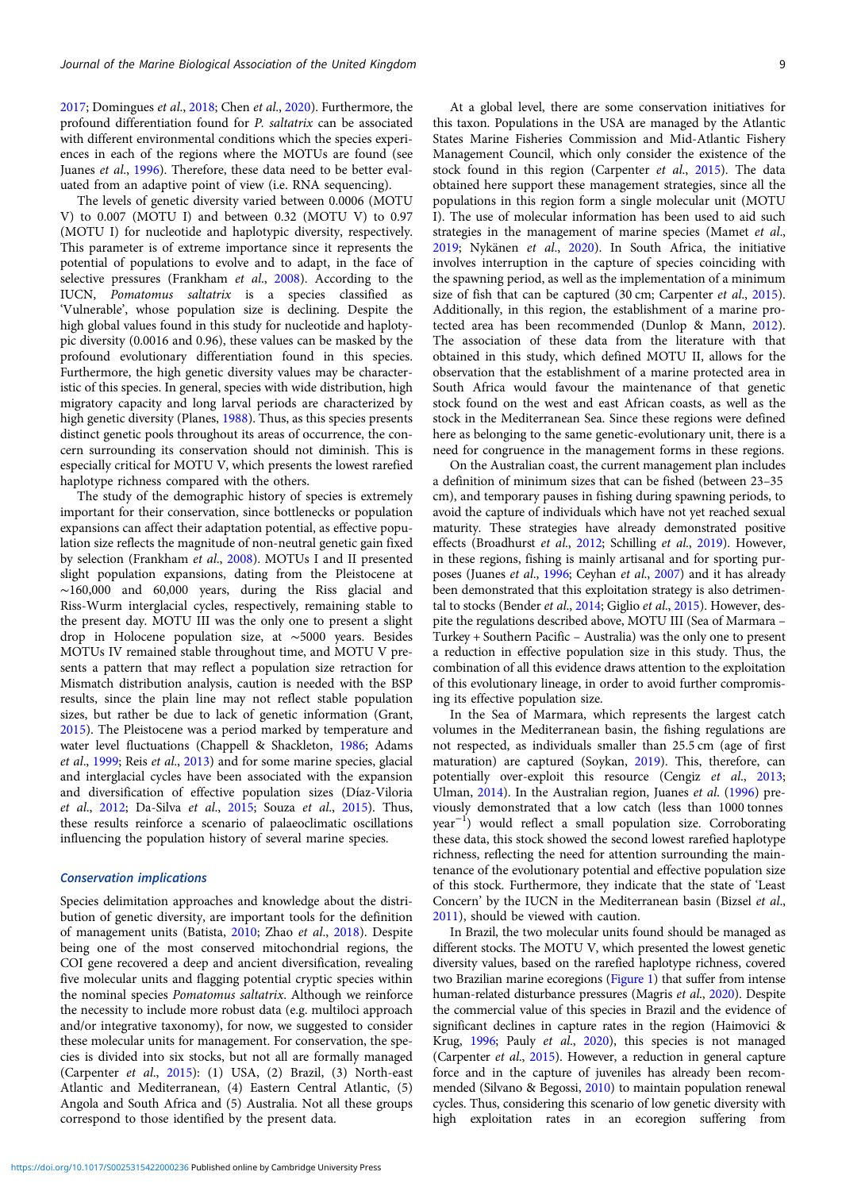2017; Domingues *et al.*, 2018; Chen *et al.*, 2020). Furthermore, the profound differentiation found for *P. saltatrix* can be associated with different environmental conditions which the species experiences in each of the regions where the MOTUs are found (see Juanes *et al.*, 1996). Therefore, these data need to be better evaluated from an adaptive point of view (i.e. RNA sequencing).

The levels of genetic diversity varied between 0.0006 (MOTU V) to 0.007 (MOTU I) and between 0.32 (MOTU V) to 0.97 (MOTU I) for nucleotide and haplotypic diversity, respectively. This parameter is of extreme importance since it represents the potential of populations to evolve and to adapt, in the face of selective pressures (Frankham *et al.*, 2008). According to the IUCN, *Pomatomus saltatrix* is a species classified as 'Vulnerable', whose population size is declining. Despite the high global values found in this study for nucleotide and haplotypic diversity (0.0016 and 0.96), these values can be masked by the profound evolutionary differentiation found in this species. Furthermore, the high genetic diversity values may be characteristic of this species. In general, species with wide distribution, high migratory capacity and long larval periods are characterized by high genetic diversity (Planes, 1988). Thus, as this species presents distinct genetic pools throughout its areas of occurrence, the concern surrounding its conservation should not diminish. This is especially critical for MOTU V, which presents the lowest rarefied haplotype richness compared with the others.

The study of the demographic history of species is extremely important for their conservation, since bottlenecks or population expansions can affect their adaptation potential, as effective population size reflects the magnitude of non-neutral genetic gain fixed by selection (Frankham *et al.*, 2008). MOTUs I and II presented slight population expansions, dating from the Pleistocene at ~160,000 and 60,000 years, during the Riss glacial and Riss-Wurm interglacial cycles, respectively, remaining stable to the present day. MOTU III was the only one to present a slight drop in Holocene population size, at ~5000 years. Besides MOTUs IV remained stable throughout time, and MOTU V presents a pattern that may reflect a population size retraction for Mismatch distribution analysis, caution is needed with the BSP results, since the plain line may not reflect stable population sizes, but rather be due to lack of genetic information (Grant, 2015). The Pleistocene was a period marked by temperature and water level fluctuations (Chappell & Shackleton, 1986; Adams *et al.*, 1999; Reis *et al.*, 2013) and for some marine species, glacial and interglacial cycles have been associated with the expansion and diversification of effective population sizes (Díaz-Viloria *et al.*, 2012; Da-Silva *et al.*, 2015; Souza *et al.*, 2015). Thus, these results reinforce a scenario of palaeoclimatic oscillations influencing the population history of several marine species.

### Conservation implications

Species delimitation approaches and knowledge about the distribution of genetic diversity, are important tools for the definition of management units (Batista, 2010; Zhao *et al.*, 2018). Despite being one of the most conserved mitochondrial regions, the COI gene recovered a deep and ancient diversification, revealing five molecular units and flagging potential cryptic species within the nominal species *Pomatomus saltatrix*. Although we reinforce the necessity to include more robust data (e.g. multiloci approach and/or integrative taxonomy), for now, we suggested to consider these molecular units for management. For conservation, the species is divided into six stocks, but not all are formally managed (Carpenter *et al.*, 2015): (1) USA, (2) Brazil, (3) North-east Atlantic and Mediterranean, (4) Eastern Central Atlantic, (5) Angola and South Africa and (5) Australia. Not all these groups correspond to those identified by the present data.

At a global level, there are some conservation initiatives for this taxon. Populations in the USA are managed by the Atlantic States Marine Fisheries Commission and Mid-Atlantic Fishery Management Council, which only consider the existence of the stock found in this region (Carpenter *et al.*, 2015). The data obtained here support these management strategies, since all the populations in this region form a single molecular unit (MOTU I). The use of molecular information has been used to aid such strategies in the management of marine species (Mamet *et al.*, 2019; Nykänen *et al.*, 2020). In South Africa, the initiative involves interruption in the capture of species coinciding with the spawning period, as well as the implementation of a minimum size of fish that can be captured (30 cm; Carpenter *et al.*, 2015). Additionally, in this region, the establishment of a marine protected area has been recommended (Dunlop & Mann, 2012). The association of these data from the literature with that obtained in this study, which defined MOTU II, allows for the observation that the establishment of a marine protected area in South Africa would favour the maintenance of that genetic stock found on the west and east African coasts, as well as the stock in the Mediterranean Sea. Since these regions were defined here as belonging to the same genetic-evolutionary unit, there is a need for congruence in the management forms in these regions.

On the Australian coast, the current management plan includes a definition of minimum sizes that can be fished (between 23–35 cm), and temporary pauses in fishing during spawning periods, to avoid the capture of individuals which have not yet reached sexual maturity. These strategies have already demonstrated positive effects (Broadhurst *et al.*, 2012; Schilling *et al.*, 2019). However, in these regions, fishing is mainly artisanal and for sporting purposes (Juanes *et al.*, 1996; Ceyhan *et al.*, 2007) and it has already been demonstrated that this exploitation strategy is also detrimental to stocks (Bender *et al.*, 2014; Giglio *et al.*, 2015). However, despite the regulations described above, MOTU III (Sea of Marmara – Turkey + Southern Pacific – Australia) was the only one to present a reduction in effective population size in this study. Thus, the combination of all this evidence draws attention to the exploitation of this evolutionary lineage, in order to avoid further compromising its effective population size.

In the Sea of Marmara, which represents the largest catch volumes in the Mediterranean basin, the fishing regulations are not respected, as individuals smaller than 25.5 cm (age of first maturation) are captured (Soykan, 2019). This, therefore, can potentially over-exploit this resource (Cengiz *et al.*, 2013; Ulman, 2014). In the Australian region, Juanes *et al.* (1996) previously demonstrated that a low catch (less than 1000 tonnes year$^{-1}$) would reflect a small population size. Corroborating these data, this stock showed the second lowest rarefied haplotype richness, reflecting the need for attention surrounding the maintenance of the evolutionary potential and effective population size of this stock. Furthermore, they indicate that the state of 'Least Concern' by the IUCN in the Mediterranean basin (Bizsel *et al.*, 2011), should be viewed with caution.

In Brazil, the two molecular units found should be managed as different stocks. The MOTU V, which presented the lowest genetic diversity values, based on the rarefied haplotype richness, covered two Brazilian marine ecoregions (Figure 1) that suffer from intense human-related disturbance pressures (Magris *et al.*, 2020). Despite the commercial value of this species in Brazil and the evidence of significant declines in capture rates in the region (Haimovici & Krug, 1996; Pauly *et al.*, 2020), this species is not managed (Carpenter *et al.*, 2015). However, a reduction in general capture force and in the capture of juveniles has already been recommended (Silvano & Begossi, 2010) to maintain population renewal cycles. Thus, considering this scenario of low genetic diversity with high exploitation rates in an ecoregion suffering from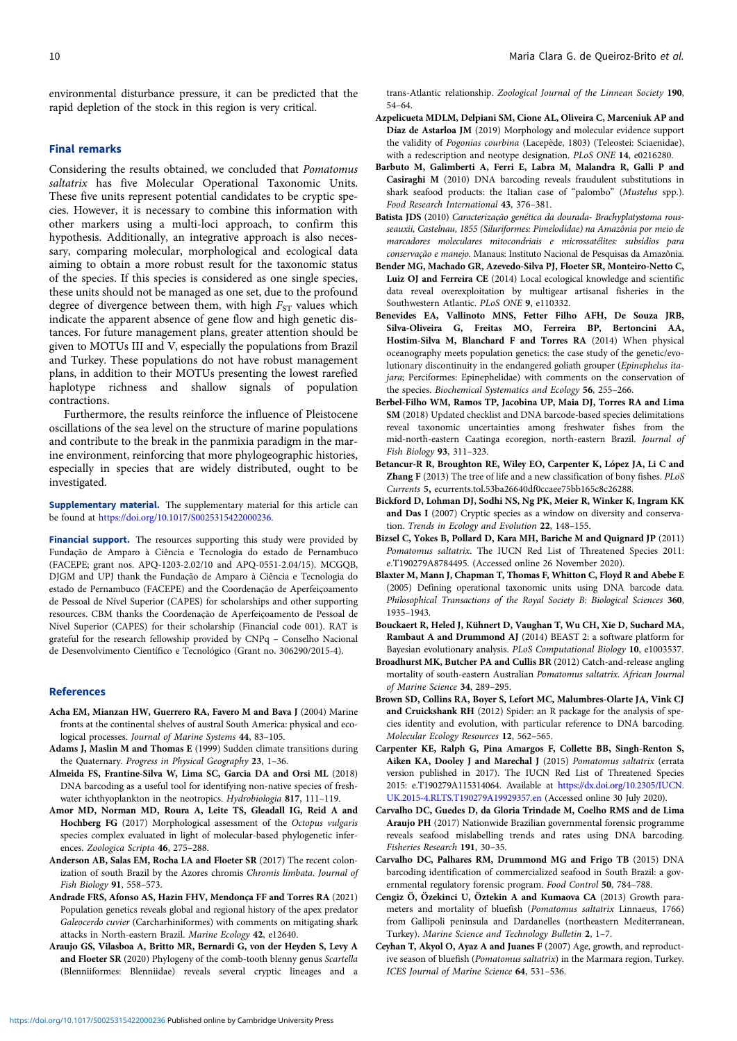environmental disturbance pressure, it can be predicted that the rapid depletion of the stock in this region is very critical.

## Final remarks

Considering the results obtained, we concluded that *Pomatomus saltatrix* has five Molecular Operational Taxonomic Units. These five units represent potential candidates to be cryptic species. However, it is necessary to combine this information with other markers using a multi-loci approach, to confirm this hypothesis. Additionally, an integrative approach is also necessary, comparing molecular, morphological and ecological data aiming to obtain a more robust result for the taxonomic status of the species. If this species is considered as one single species, these units should not be managed as one set, due to the profound degree of divergence between them, with high $F_{ST}$ values which indicate the apparent absence of gene flow and high genetic distances. For future management plans, greater attention should be given to MOTUs III and V, especially the populations from Brazil and Turkey. These populations do not have robust management plans, in addition to their MOTUs presenting the lowest rarefied haplotype richness and shallow signals of population contractions.

Furthermore, the results reinforce the influence of Pleistocene oscillations of the sea level on the structure of marine populations and contribute to the break in the panmixia paradigm in the marine environment, reinforcing that more phylogeographic histories, especially in species that are widely distributed, ought to be investigated.

**Supplementary material.** The supplementary material for this article can be found at https://doi.org/10.1017/S0025315422000236.

**Financial support.** The resources supporting this study were provided by Fundação de Amparo à Ciência e Tecnologia do estado de Pernambuco (FACEPE; grant nos. APQ-1203-2.02/10 and APQ-0551-2.04/15). MCGQB, DJGM and UPJ thank the Fundação de Amparo à Ciência e Tecnologia do estado de Pernambuco (FACEPE) and the Coordenação de Aperfeiçoamento de Pessoal de Nível Superior (CAPES) for scholarships and other supporting resources. CBM thanks the Coordenação de Aperfeiçoamento de Pessoal de Nível Superior (CAPES) for their scholarship (Financial code 001). RAT is grateful for the research fellowship provided by CNPq – Conselho Nacional de Desenvolvimento Científico e Tecnológico (Grant no. 306290/2015-4).

## References

**Acha EM, Mianzan HW, Guerrero RA, Favero M and Bava J** (2004) Marine fronts at the continental shelves of austral South America: physical and ecological processes. *Journal of Marine Systems* **44**, 83–105.

**Adams J, Maslin M and Thomas E** (1999) Sudden climate transitions during the Quaternary. *Progress in Physical Geography* **23**, 1–36.

**Almeida FS, Frantine-Silva W, Lima SC, Garcia DA and Orsi ML** (2018) DNA barcoding as a useful tool for identifying non-native species of freshwater ichthyoplankton in the neotropics. *Hydrobiologia* **817**, 111–119.

**Amor MD, Norman MD, Roura A, Leite TS, Gleadall IG, Reid A and Hochberg FG** (2017) Morphological assessment of the *Octopus vulgaris* species complex evaluated in light of molecular-based phylogenetic inferences. *Zoologica Scripta* **46**, 275–288.

**Anderson AB, Salas EM, Rocha LA and Floeter SR** (2017) The recent colonization of south Brazil by the Azores chromis *Chromis limbata*. *Journal of Fish Biology* **91**, 558–573.

**Andrade FRS, Afonso AS, Hazin FHV, Mendonça FF and Torres RA** (2021) Population genetics reveals global and regional history of the apex predator *Galeocerdo cuvier* (Carcharhiniformes) with comments on mitigating shark attacks in North-eastern Brazil. *Marine Ecology* **42**, e12640.

**Araujo GS, Vilasboa A, Britto MR, Bernardi G, von der Heyden S, Levy A and Floeter SR** (2020) Phylogeny of the comb-tooth blenny genus *Scartella* (Blenniiformes: Blenniidae) reveals several cryptic lineages and a trans-Atlantic relationship. *Zoological Journal of the Linnean Society* **190**, 54–64.

**Azpelicueta MDLM, Delpiani SM, Cione AL, Oliveira C, Marceniuk AP and Díaz de Astarloa JM** (2019) Morphology and molecular evidence support the validity of *Pogonias courbina* (Lacepède, 1803) (Teleostei: Sciaenidae), with a redescription and neotype designation. *PLoS ONE* **14**, e0216280.

**Barbuto M, Galimberti A, Ferri E, Labra M, Malandra R, Galli P and Casiraghi M** (2010) DNA barcoding reveals fraudulent substitutions in shark seafood products: the Italian case of "palombo" (*Mustelus* spp.). *Food Research International* **43**, 376–381.

**Batista JDS** (2010) *Caracterização genética da dourada- Brachyplatystoma rousseauxii, Castelnau, 1855 (Siluriformes: Pimelodidae) na Amazônia por meio de marcadores moleculares mitocondriais e microssatélites: subsídios para conservação e manejo*. Manaus: Instituto Nacional de Pesquisas da Amazônia.

**Bender MG, Machado GR, Azevedo-Silva PJ, Floeter SR, Monteiro-Netto C, Luiz OJ and Ferreira CE** (2014) Local ecological knowledge and scientific data reveal overexploitation by multigear artisanal fisheries in the Southwestern Atlantic. *PLoS ONE* **9**, e110332.

**Benevides EA, Vallinoto MNS, Fetter Filho AFH, De Souza JRB, Silva-Oliveira G, Freitas MO, Ferreira BP, Bertoncini AA, Hostim-Silva M, Blanchard F and Torres RA** (2014) When physical oceanography meets population genetics: the case study of the genetic/evolutionary discontinuity in the endangered goliath grouper (*Epinephelus itajara*; Perciformes: Epinephelidae) with comments on the conservation of the species. *Biochemical Systematics and Ecology* **56**, 255–266.

**Berbel-Filho WM, Ramos TP, Jacobina UP, Maia DJ, Torres RA and Lima SM** (2018) Updated checklist and DNA barcode-based species delimitations reveal taxonomic uncertainties among freshwater fishes from the mid-north-eastern Caatinga ecoregion, north-eastern Brazil. *Journal of Fish Biology* **93**, 311–323.

**Betancur-R R, Broughton RE, Wiley EO, Carpenter K, López JA, Li C and Zhang F** (2013) The tree of life and a new classification of bony fishes. *PLoS Currents* **5**, ecurrents.tol.53ba26640df0ccaee75bb165c8c26288.

**Bickford D, Lohman DJ, Sodhi NS, Ng PK, Meier R, Winker K, Ingram KK and Das I** (2007) Cryptic species as a window on diversity and conservation. *Trends in Ecology and Evolution* **22**, 148–155.

**Bizsel C, Yokes B, Pollard D, Kara MH, Bariche M and Quignard JP** (2011) *Pomatomus saltatrix*. The IUCN Red List of Threatened Species 2011: e.T190279A8784495. (Accessed online 26 November 2020).

**Blaxter M, Mann J, Chapman T, Thomas F, Whitton C, Floyd R and Abebe E** (2005) Defining operational taxonomic units using DNA barcode data. *Philosophical Transactions of the Royal Society B: Biological Sciences* **360**, 1935–1943.

**Bouckaert R, Heled J, Kühnert D, Vaughan T, Wu CH, Xie D, Suchard MA, Rambaut A and Drummond AJ** (2014) BEAST 2: a software platform for Bayesian evolutionary analysis. *PLoS Computational Biology* **10**, e1003537.

**Broadhurst MK, Butcher PA and Cullis BR** (2012) Catch-and-release angling mortality of south-eastern Australian *Pomatomus saltatrix*. *African Journal of Marine Science* **34**, 289–295.

**Brown SD, Collins RA, Boyer S, Lefort MC, Malumbres-Olarte JA, Vink CJ and Cruickshank RH** (2012) Spider: an R package for the analysis of species identity and evolution, with particular reference to DNA barcoding. *Molecular Ecology Resources* **12**, 562–565.

**Carpenter KE, Ralph G, Pina Amargos F, Collette BB, Singh-Renton S, Aiken KA, Dooley J and Marechal J** (2015) *Pomatomus saltatrix* (errata version published in 2017). The IUCN Red List of Threatened Species 2015: e.T190279A115314064. Available at https://dx.doi.org/10.2305/IUCN.UK.2015-4.RLTS.T190279A19929357.en (Accessed online 30 July 2020).

**Carvalho DC, Guedes D, da Gloria Trindade M, Coelho RMS and de Lima Araujo PH** (2017) Nationwide Brazilian governmental forensic programme reveals seafood mislabelling trends and rates using DNA barcoding. *Fisheries Research* **191**, 30–35.

**Carvalho DC, Palhares RM, Drummond MG and Frigo TB** (2015) DNA barcoding identification of commercialized seafood in South Brazil: a governmental regulatory forensic program. *Food Control* **50**, 784–788.

**Cengiz Ö, Özekinci U, Öztekin A and Kumaova CA** (2013) Growth parameters and mortality of bluefish (*Pomatomus saltatrix* Linnaeus, 1766) from Gallipoli peninsula and Dardanelles (northeastern Mediterranean, Turkey). *Marine Science and Technology Bulletin* **2**, 1–7.

**Ceyhan T, Akyol O, Ayaz A and Juanes F** (2007) Age, growth, and reproductive season of bluefish (*Pomatomus saltatrix*) in the Marmara region, Turkey. *ICES Journal of Marine Science* **64**, 531–536.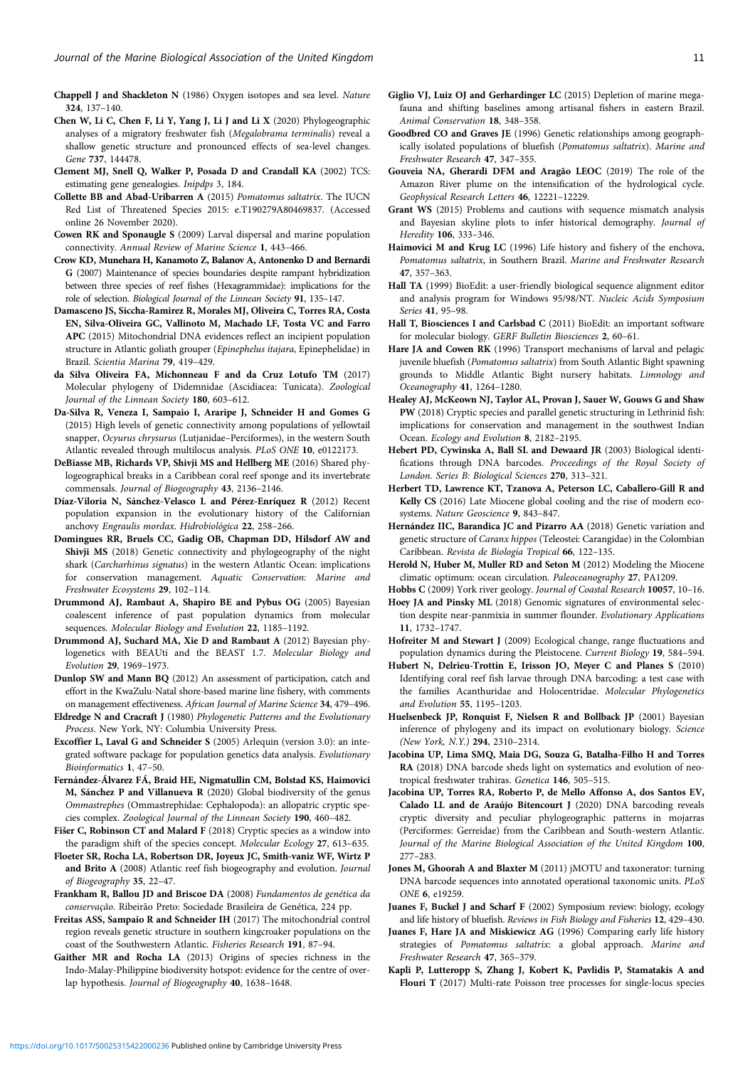**Chappell J and Shackleton N** (1986) Oxygen isotopes and sea level. *Nature* **324**, 137–140.

**Chen W, Li C, Chen F, Li Y, Yang J, Li J and Li X** (2020) Phylogeographic analyses of a migratory freshwater fish (*Megalobrama terminalis*) reveal a shallow genetic structure and pronounced effects of sea-level changes. *Gene* **737**, 144478.

**Clement MJ, Snell Q, Walker P, Posada D and Crandall KA** (2002) TCS: estimating gene genealogies. *Inipdps* 3, 184.

**Collette BB and Abad-Uribarren A** (2015) *Pomatomus saltatrix*. The IUCN Red List of Threatened Species 2015: e.T190279A80469837. (Accessed online 26 November 2020).

**Cowen RK and Sponaugle S** (2009) Larval dispersal and marine population connectivity. *Annual Review of Marine Science* **1**, 443–466.

**Crow KD, Munehara H, Kanamoto Z, Balanov A, Antonenko D and Bernardi G** (2007) Maintenance of species boundaries despite rampant hybridization between three species of reef fishes (Hexagrammidae): implications for the role of selection. *Biological Journal of the Linnean Society* **91**, 135–147.

**Damasceno JS, Siccha-Ramirez R, Morales MJ, Oliveira C, Torres RA, Costa EN, Silva-Oliveira GC, Vallinoto M, Machado LF, Tosta VC and Farro APC** (2015) Mitochondrial DNA evidences reflect an incipient population structure in Atlantic goliath grouper (*Epinephelus itajara*, Epinephelidae) in Brazil. *Scientia Marina* **79**, 419–429.

**da Silva Oliveira FA, Michonneau F and da Cruz Lotufo TM** (2017) Molecular phylogeny of Didemnidae (Ascidiacea: Tunicata). *Zoological Journal of the Linnean Society* **180**, 603–612.

**Da-Silva R, Veneza I, Sampaio I, Araripe J, Schneider H and Gomes G** (2015) High levels of genetic connectivity among populations of yellowtail snapper, *Ocyurus chrysurus* (Lutjanidae–Perciformes), in the western South Atlantic revealed through multilocus analysis. *PLoS ONE* **10**, e0122173.

**DeBiasse MB, Richards VP, Shivji MS and Hellberg ME** (2016) Shared phylogeographical breaks in a Caribbean coral reef sponge and its invertebrate commensals. *Journal of Biogeography* **43**, 2136–2146.

**Díaz-Viloria N, Sánchez-Velasco L and Pérez-Enríquez R** (2012) Recent population expansion in the evolutionary history of the Californian anchovy *Engraulis mordax*. *Hidrobiológica* **22**, 258–266.

**Domingues RR, Bruels CC, Gadig OB, Chapman DD, Hilsdorf AW and Shivji MS** (2018) Genetic connectivity and phylogeography of the night shark (*Carcharhinus signatus*) in the western Atlantic Ocean: implications for conservation management. *Aquatic Conservation: Marine and Freshwater Ecosystems* **29**, 102–114.

**Drummond AJ, Rambaut A, Shapiro BE and Pybus OG** (2005) Bayesian coalescent inference of past population dynamics from molecular sequences. *Molecular Biology and Evolution* **22**, 1185–1192.

**Drummond AJ, Suchard MA, Xie D and Rambaut A** (2012) Bayesian phylogenetics with BEAUti and the BEAST 1.7. *Molecular Biology and Evolution* **29**, 1969–1973.

**Dunlop SW and Mann BQ** (2012) An assessment of participation, catch and effort in the KwaZulu-Natal shore-based marine line fishery, with comments on management effectiveness. *African Journal of Marine Science* **34**, 479–496.

**Eldredge N and Cracraft J** (1980) *Phylogenetic Patterns and the Evolutionary Process*. New York, NY: Columbia University Press.

**Excoffier L, Laval G and Schneider S** (2005) Arlequin (version 3.0): an integrated software package for population genetics data analysis. *Evolutionary Bioinformatics* **1**, 47–50.

**Fernández-Álvarez FÁ, Braid HE, Nigmatullin CM, Bolstad KS, Haimovici M, Sánchez P and Villanueva R** (2020) Global biodiversity of the genus *Ommastrephes* (Ommastrephidae: Cephalopoda): an allopatric cryptic species complex. *Zoological Journal of the Linnean Society* **190**, 460–482.

**Fišer C, Robinson CT and Malard F** (2018) Cryptic species as a window into the paradigm shift of the species concept. *Molecular Ecology* **27**, 613–635.

**Floeter SR, Rocha LA, Robertson DR, Joyeux JC, Smith-vaniz WF, Wirtz P and Brito A** (2008) Atlantic reef fish biogeography and evolution. *Journal of Biogeography* **35**, 22–47.

**Frankham R, Ballou JD and Briscoe DA** (2008) *Fundamentos de genética da conservação*. Ribeirão Preto: Sociedade Brasileira de Genética, 224 pp.

**Freitas ASS, Sampaio R and Schneider IH** (2017) The mitochondrial control region reveals genetic structure in southern kingcroaker populations on the coast of the Southwestern Atlantic. *Fisheries Research* **191**, 87–94.

**Gaither MR and Rocha LA** (2013) Origins of species richness in the Indo-Malay-Philippine biodiversity hotspot: evidence for the centre of overlap hypothesis. *Journal of Biogeography* **40**, 1638–1648.

**Giglio VJ, Luiz OJ and Gerhardinger LC** (2015) Depletion of marine megafauna and shifting baselines among artisanal fishers in eastern Brazil. *Animal Conservation* **18**, 348–358.

**Goodbred CO and Graves JE** (1996) Genetic relationships among geographically isolated populations of bluefish (*Pomatomus saltatrix*). *Marine and Freshwater Research* **47**, 347–355.

**Gouveia NA, Gherardi DFM and Aragão LEOC** (2019) The role of the Amazon River plume on the intensification of the hydrological cycle. *Geophysical Research Letters* **46**, 12221–12229.

**Grant WS** (2015) Problems and cautions with sequence mismatch analysis and Bayesian skyline plots to infer historical demography. *Journal of Heredity* **106**, 333–346.

**Haimovici M and Krug LC** (1996) Life history and fishery of the enchova, *Pomatomus saltatrix*, in Southern Brazil. *Marine and Freshwater Research* **47**, 357–363.

**Hall TA** (1999) BioEdit: a user-friendly biological sequence alignment editor and analysis program for Windows 95/98/NT. *Nucleic Acids Symposium Series* **41**, 95–98.

**Hall T, Biosciences I and Carlsbad C** (2011) BioEdit: an important software for molecular biology. *GERF Bulletin Biosciences* **2**, 60–61.

**Hare JA and Cowen RK** (1996) Transport mechanisms of larval and pelagic juvenile bluefish (*Pomatomus saltatrix*) from South Atlantic Bight spawning grounds to Middle Atlantic Bight nursery habitats. *Limnology and Oceanography* **41**, 1264–1280.

**Healey AJ, McKeown NJ, Taylor AL, Provan J, Sauer W, Gouws G and Shaw PW** (2018) Cryptic species and parallel genetic structuring in Lethrinid fish: implications for conservation and management in the southwest Indian Ocean. *Ecology and Evolution* **8**, 2182–2195.

**Hebert PD, Cywinska A, Ball SL and Dewaard JR** (2003) Biological identifications through DNA barcodes. *Proceedings of the Royal Society of London. Series B: Biological Sciences* **270**, 313–321.

**Herbert TD, Lawrence KT, Tzanova A, Peterson LC, Caballero-Gill R and Kelly CS** (2016) Late Miocene global cooling and the rise of modern ecosystems. *Nature Geoscience* **9**, 843–847.

**Hernández IIC, Barandica JC and Pizarro AA** (2018) Genetic variation and genetic structure of *Caranx hippos* (Teleostei: Carangidae) in the Colombian Caribbean. *Revista de Biología Tropical* **66**, 122–135.

**Herold N, Huber M, Muller RD and Seton M** (2012) Modeling the Miocene climatic optimum: ocean circulation. *Paleoceanography* **27**, PA1209.

**Hobbs C** (2009) York river geology. *Journal of Coastal Research* **10057**, 10–16.

**Hoey JA and Pinsky ML** (2018) Genomic signatures of environmental selection despite near-panmixia in summer flounder. *Evolutionary Applications* **11**, 1732–1747.

**Hofreiter M and Stewart J** (2009) Ecological change, range fluctuations and population dynamics during the Pleistocene. *Current Biology* **19**, 584–594.

**Hubert N, Delrieu-Trottin E, Irisson JO, Meyer C and Planes S** (2010) Identifying coral reef fish larvae through DNA barcoding: a test case with the families Acanthuridae and Holocentridae. *Molecular Phylogenetics and Evolution* **55**, 1195–1203.

**Huelsenbeck JP, Ronquist F, Nielsen R and Bollback JP** (2001) Bayesian inference of phylogeny and its impact on evolutionary biology. *Science (New York, N.Y.)* **294**, 2310–2314.

**Jacobina UP, Lima SMQ, Maia DG, Souza G, Batalha-Filho H and Torres RA** (2018) DNA barcode sheds light on systematics and evolution of neotropical freshwater trahiras. *Genetica* **146**, 505–515.

**Jacobina UP, Torres RA, Roberto P, de Mello Affonso A, dos Santos EV, Calado LL and de Araújo Bitencourt J** (2020) DNA barcoding reveals cryptic diversity and peculiar phylogeographic patterns in mojarras (Perciformes: Gerreidae) from the Caribbean and South-western Atlantic. *Journal of the Marine Biological Association of the United Kingdom* **100**, 277–283.

**Jones M, Ghoorah A and Blaxter M** (2011) jMOTU and taxonerator: turning DNA barcode sequences into annotated operational taxonomic units. *PLoS ONE* **6**, e19259.

**Juanes F, Buckel J and Scharf F** (2002) Symposium review: biology, ecology and life history of bluefish. *Reviews in Fish Biology and Fisheries* **12**, 429–430.

**Juanes F, Hare JA and Miskiewicz AG** (1996) Comparing early life history strategies of *Pomatomus saltatrix*: a global approach. *Marine and Freshwater Research* **47**, 365–379.

**Kapli P, Lutteropp S, Zhang J, Kobert K, Pavlidis P, Stamatakis A and Flouri T** (2017) Multi-rate Poisson tree processes for single-locus species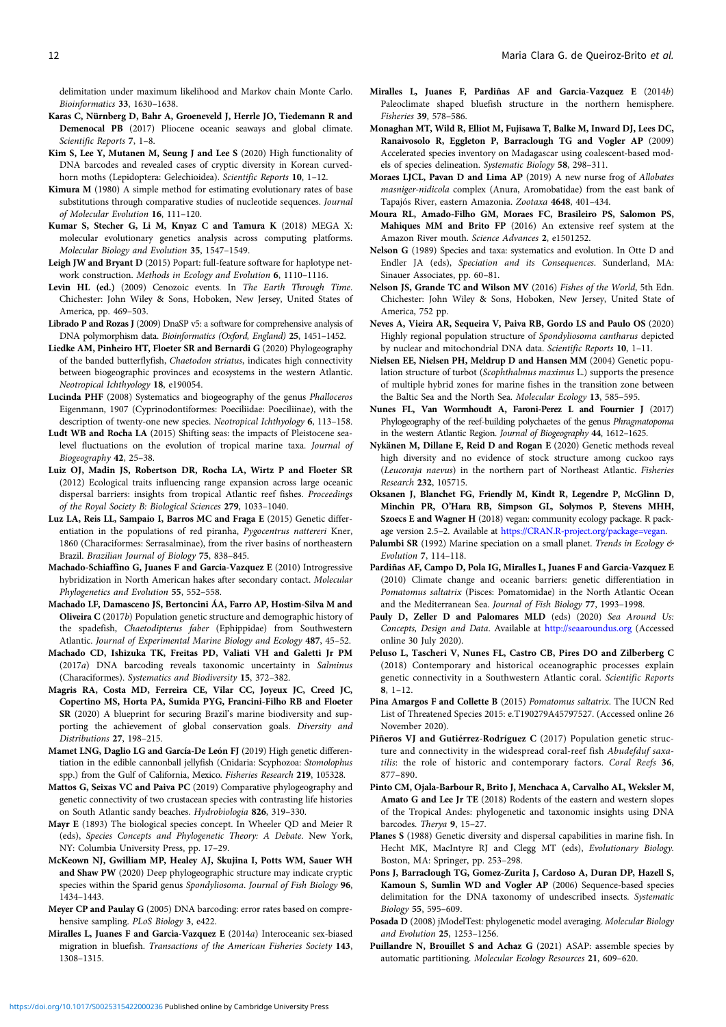delimitation under maximum likelihood and Markov chain Monte Carlo. *Bioinformatics* **33**, 1630–1638.

**Karas C, Nürnberg D, Bahr A, Groeneveld J, Herrle JO, Tiedemann R and Demenocal PB** (2017) Pliocene oceanic seaways and global climate. *Scientific Reports* **7**, 1–8.

**Kim S, Lee Y, Mutanen M, Seung J and Lee S** (2020) High functionality of DNA barcodes and revealed cases of cryptic diversity in Korean curved-horn moths (Lepidoptera: Gelechioidea). *Scientific Reports* **10**, 1–12.

**Kimura M** (1980) A simple method for estimating evolutionary rates of base substitutions through comparative studies of nucleotide sequences. *Journal of Molecular Evolution* **16**, 111–120.

**Kumar S, Stecher G, Li M, Knyaz C and Tamura K** (2018) MEGA X: molecular evolutionary genetics analysis across computing platforms. *Molecular Biology and Evolution* **35**, 1547–1549.

**Leigh JW and Bryant D** (2015) Popart: full-feature software for haplotype network construction. *Methods in Ecology and Evolution* **6**, 1110–1116.

**Levin HL (ed.)** (2009) Cenozoic events. In *The Earth Through Time*. Chichester: John Wiley & Sons, Hoboken, New Jersey, United States of America, pp. 469–503.

**Librado P and Rozas J** (2009) DnaSP v5: a software for comprehensive analysis of DNA polymorphism data. *Bioinformatics (Oxford, England)* **25**, 1451–1452.

**Liedke AM, Pinheiro HT, Floeter SR and Bernardi G** (2020) Phylogeography of the banded butterflyfish, *Chaetodon striatus*, indicates high connectivity between biogeographic provinces and ecosystems in the western Atlantic. *Neotropical Ichthyology* **18**, e190054.

**Lucinda PHF** (2008) Systematics and biogeography of the genus *Phalloceros* Eigenmann, 1907 (Cyprinodontiformes: Poeciliidae: Poeciliinae), with the description of twenty-one new species. *Neotropical Ichthyology* **6**, 113–158.

**Ludt WB and Rocha LA** (2015) Shifting seas: the impacts of Pleistocene sea-level fluctuations on the evolution of tropical marine taxa. *Journal of Biogeography* **42**, 25–38.

**Luiz OJ, Madin JS, Robertson DR, Rocha LA, Wirtz P and Floeter SR** (2012) Ecological traits influencing range expansion across large oceanic dispersal barriers: insights from tropical Atlantic reef fishes. *Proceedings of the Royal Society B: Biological Sciences* **279**, 1033–1040.

**Luz LA, Reis LL, Sampaio I, Barros MC and Fraga E** (2015) Genetic differentiation in the populations of red piranha, *Pygocentrus nattereri* Kner, 1860 (Characiformes: Serrasalminae), from the river basins of northeastern Brazil. *Brazilian Journal of Biology* **75**, 838–845.

**Machado-Schiaffino G, Juanes F and Garcia-Vazquez E** (2010) Introgressive hybridization in North American hakes after secondary contact. *Molecular Phylogenetics and Evolution* **55**, 552–558.

**Machado LF, Damasceno JS, Bertoncini ÁA, Farro AP, Hostim-Silva M and Oliveira C** (2017*b*) Population genetic structure and demographic history of the spadefish, *Chaetodipterus faber* (Ephippidae) from Southwestern Atlantic. *Journal of Experimental Marine Biology and Ecology* **487**, 45–52.

**Machado CD, Ishizuka TK, Freitas PD, Valiati VH and Galetti Jr PM** (2017*a*) DNA barcoding reveals taxonomic uncertainty in *Salminus* (Characiformes). *Systematics and Biodiversity* **15**, 372–382.

**Magris RA, Costa MD, Ferreira CE, Vilar CC, Joyeux JC, Creed JC, Copertino MS, Horta PA, Sumida PYG, Francini-Filho RB and Floeter SR** (2020) A blueprint for securing Brazil's marine biodiversity and supporting the achievement of global conservation goals. *Diversity and Distributions* **27**, 198–215.

**Mamet LNG, Daglio LG and García-De León FJ** (2019) High genetic differentiation in the edible cannonball jellyfish (Cnidaria: Scyphozoa: *Stomolophus* spp.) from the Gulf of California, Mexico. *Fisheries Research* **219**, 105328.

**Mattos G, Seixas VC and Paiva PC** (2019) Comparative phylogeography and genetic connectivity of two crustacean species with contrasting life histories on South Atlantic sandy beaches. *Hydrobiologia* **826**, 319–330.

**Mayr E** (1893) The biological species concept. In Wheeler QD and Meier R (eds), *Species Concepts and Phylogenetic Theory: A Debate*. New York, NY: Columbia University Press, pp. 17–29.

**McKeown NJ, Gwilliam MP, Healey AJ, Skujina I, Potts WM, Sauer WH and Shaw PW** (2020) Deep phylogeographic structure may indicate cryptic species within the Sparid genus *Spondyliosoma*. *Journal of Fish Biology* **96**, 1434–1443.

**Meyer CP and Paulay G** (2005) DNA barcoding: error rates based on comprehensive sampling. *PLoS Biology* **3**, e422.

**Miralles L, Juanes F and Garcia-Vazquez E** (2014*a*) Interoceanic sex-biased migration in bluefish. *Transactions of the American Fisheries Society* **143**, 1308–1315.

**Miralles L, Juanes F, Pardiñas AF and Garcia-Vazquez E** (2014*b*) Paleoclimate shaped bluefish structure in the northern hemisphere. *Fisheries* **39**, 578–586.

**Monaghan MT, Wild R, Elliot M, Fujisawa T, Balke M, Inward DJ, Lees DC, Ranaivosolo R, Eggleton P, Barraclough TG and Vogler AP** (2009) Accelerated species inventory on Madagascar using coalescent-based models of species delineation. *Systematic Biology* **58**, 298–311.

**Moraes LJCL, Pavan D and Lima AP** (2019) A new nurse frog of *Allobates masniger-nidicola* complex (Anura, Aromobatidae) from the east bank of Tapajós River, eastern Amazonia. *Zootaxa* **4648**, 401–434.

**Moura RL, Amado-Filho GM, Moraes FC, Brasileiro PS, Salomon PS, Mahiques MM and Brito FP** (2016) An extensive reef system at the Amazon River mouth. *Science Advances* **2**, e1501252.

**Nelson G** (1989) Species and taxa: systematics and evolution. In Otte D and Endler JA (eds), *Speciation and its Consequences*. Sunderland, MA: Sinauer Associates, pp. 60–81.

**Nelson JS, Grande TC and Wilson MV** (2016) *Fishes of the World*, 5th Edn. Chichester: John Wiley & Sons, Hoboken, New Jersey, United State of America, 752 pp.

**Neves A, Vieira AR, Sequeira V, Paiva RB, Gordo LS and Paulo OS** (2020) Highly regional population structure of *Spondyliosoma cantharus* depicted by nuclear and mitochondrial DNA data. *Scientific Reports* **10**, 1–11.

**Nielsen EE, Nielsen PH, Meldrup D and Hansen MM** (2004) Genetic population structure of turbot (*Scophthalmus maximus* L.) supports the presence of multiple hybrid zones for marine fishes in the transition zone between the Baltic Sea and the North Sea. *Molecular Ecology* **13**, 585–595.

**Nunes FL, Van Wormhoudt A, Faroni-Perez L and Fournier J** (2017) Phylogeography of the reef-building polychaetes of the genus *Phragmatopoma* in the western Atlantic Region. *Journal of Biogeography* **44**, 1612–1625.

**Nykänen M, Dillane E, Reid D and Rogan E** (2020) Genetic methods reveal high diversity and no evidence of stock structure among cuckoo rays (*Leucoraja naevus*) in the northern part of Northeast Atlantic. *Fisheries Research* **232**, 105715.

**Oksanen J, Blanchet FG, Friendly M, Kindt R, Legendre P, McGlinn D, Minchin PR, O'Hara RB, Simpson GL, Solymos P, Stevens MHH, Szoecs E and Wagner H** (2018) vegan: community ecology package. R package version 2.5–2. Available at https://CRAN.R-project.org/package=vegan.

**Palumbi SR** (1992) Marine speciation on a small planet. *Trends in Ecology & Evolution* **7**, 114–118.

**Pardiñas AF, Campo D, Pola IG, Miralles L, Juanes F and Garcia-Vazquez E** (2010) Climate change and oceanic barriers: genetic differentiation in *Pomatomus saltatrix* (Pisces: Pomatomidae) in the North Atlantic Ocean and the Mediterranean Sea. *Journal of Fish Biology* **77**, 1993–1998.

**Pauly D, Zeller D and Palomares MLD** (eds) (2020) *Sea Around Us: Concepts, Design and Data*. Available at http://seaaroundus.org (Accessed online 30 July 2020).

**Peluso L, Tascheri V, Nunes FL, Castro CB, Pires DO and Zilberberg C** (2018) Contemporary and historical oceanographic processes explain genetic connectivity in a Southwestern Atlantic coral. *Scientific Reports* **8**, 1–12.

**Pina Amargos F and Collette B** (2015) *Pomatomus saltatrix*. The IUCN Red List of Threatened Species 2015: e.T190279A45797527. (Accessed online 26 November 2020).

**Piñeros VJ and Gutiérrez-Rodríguez C** (2017) Population genetic structure and connectivity in the widespread coral-reef fish *Abudefduf saxatilis*: the role of historic and contemporary factors. *Coral Reefs* **36**, 877–890.

**Pinto CM, Ojala-Barbour R, Brito J, Menchaca A, Carvalho AL, Weksler M, Amato G and Lee Jr TE** (2018) Rodents of the eastern and western slopes of the Tropical Andes: phylogenetic and taxonomic insights using DNA barcodes. *Therya* **9**, 15–27.

**Planes S** (1988) Genetic diversity and dispersal capabilities in marine fish. In Hecht MK, MacIntyre RJ and Clegg MT (eds), *Evolutionary Biology*. Boston, MA: Springer, pp. 253–298.

**Pons J, Barraclough TG, Gomez-Zurita J, Cardoso A, Duran DP, Hazell S, Kamoun S, Sumlin WD and Vogler AP** (2006) Sequence-based species delimitation for the DNA taxonomy of undescribed insects. *Systematic Biology* **55**, 595–609.

**Posada D** (2008) jModelTest: phylogenetic model averaging. *Molecular Biology and Evolution* **25**, 1253–1256.

**Puillandre N, Brouillet S and Achaz G** (2021) ASAP: assemble species by automatic partitioning. *Molecular Ecology Resources* **21**, 609–620.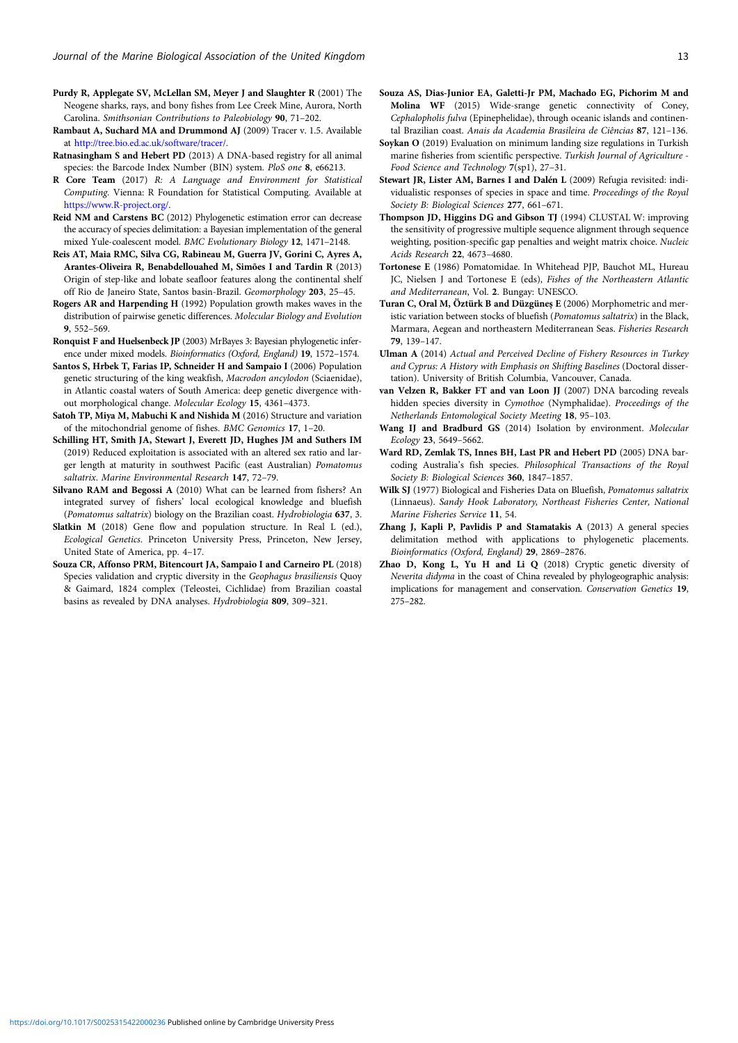Purdy R, Applegate SV, McLellan SM, Meyer J and Slaughter R (2001) The Neogene sharks, rays, and bony fishes from Lee Creek Mine, Aurora, North Carolina. *Smithsonian Contributions to Paleobiology* **90**, 71–202.

Rambaut A, Suchard MA and Drummond AJ (2009) Tracer v. 1.5. Available at http://tree.bio.ed.ac.uk/software/tracer/.

Ratnasingham S and Hebert PD (2013) A DNA-based registry for all animal species: the Barcode Index Number (BIN) system. *PloS one* **8**, e66213.

R Core Team (2017) *R: A Language and Environment for Statistical Computing*. Vienna: R Foundation for Statistical Computing. Available at https://www.R-project.org/.

Reid NM and Carstens BC (2012) Phylogenetic estimation error can decrease the accuracy of species delimitation: a Bayesian implementation of the general mixed Yule-coalescent model. *BMC Evolutionary Biology* **12**, 1471–2148.

Reis AT, Maia RMC, Silva CG, Rabineau M, Guerra JV, Gorini C, Ayres A, Arantes-Oliveira R, Benabdellouahed M, Simões I and Tardin R (2013) Origin of step-like and lobate seafloor features along the continental shelf off Rio de Janeiro State, Santos basin-Brazil. *Geomorphology* **203**, 25–45.

Rogers AR and Harpending H (1992) Population growth makes waves in the distribution of pairwise genetic differences. *Molecular Biology and Evolution* **9**, 552–569.

Ronquist F and Huelsenbeck JP (2003) MrBayes 3: Bayesian phylogenetic inference under mixed models. *Bioinformatics (Oxford, England)* **19**, 1572–1574.

Santos S, Hrbek T, Farias IP, Schneider H and Sampaio I (2006) Population genetic structuring of the king weakfish, *Macrodon ancylodon* (Sciaenidae), in Atlantic coastal waters of South America: deep genetic divergence without morphological change. *Molecular Ecology* **15**, 4361–4373.

Satoh TP, Miya M, Mabuchi K and Nishida M (2016) Structure and variation of the mitochondrial genome of fishes. *BMC Genomics* **17**, 1–20.

Schilling HT, Smith JA, Stewart J, Everett JD, Hughes JM and Suthers IM (2019) Reduced exploitation is associated with an altered sex ratio and larger length at maturity in southwest Pacific (east Australian) *Pomatomus saltatrix*. *Marine Environmental Research* **147**, 72–79.

Silvano RAM and Begossi A (2010) What can be learned from fishers? An integrated survey of fishers' local ecological knowledge and bluefish (*Pomatomus saltatrix*) biology on the Brazilian coast. *Hydrobiologia* **637**, 3.

Slatkin M (2018) Gene flow and population structure. In Real L (ed.), *Ecological Genetics*. Princeton University Press, Princeton, New Jersey, United State of America, pp. 4–17.

Souza CR, Affonso PRM, Bitencourt JA, Sampaio I and Carneiro PL (2018) Species validation and cryptic diversity in the *Geophagus brasiliensis* Quoy & Gaimard, 1824 complex (Teleostei, Cichlidae) from Brazilian coastal basins as revealed by DNA analyses. *Hydrobiologia* **809**, 309–321.

Souza AS, Dias-Junior EA, Galetti-Jr PM, Machado EG, Pichorim M and Molina WF (2015) Wide-srange genetic connectivity of Coney, *Cephalopholis fulva* (Epinephelidae), through oceanic islands and continental Brazilian coast. *Anais da Academia Brasileira de Ciências* **87**, 121–136.

Soykan O (2019) Evaluation on minimum landing size regulations in Turkish marine fisheries from scientific perspective. *Turkish Journal of Agriculture - Food Science and Technology* **7**(sp1), 27–31.

Stewart JR, Lister AM, Barnes I and Dalén L (2009) Refugia revisited: individualistic responses of species in space and time. *Proceedings of the Royal Society B: Biological Sciences* **277**, 661–671.

Thompson JD, Higgins DG and Gibson TJ (1994) CLUSTAL W: improving the sensitivity of progressive multiple sequence alignment through sequence weighting, position-specific gap penalties and weight matrix choice. *Nucleic Acids Research* **22**, 4673–4680.

Tortonese E (1986) Pomatomidae. In Whitehead PJP, Bauchot ML, Hureau JC, Nielsen J and Tortonese E (eds), *Fishes of the Northeastern Atlantic and Mediterranean*, Vol. **2**. Bungay: UNESCO.

Turan C, Oral M, Öztürk B and Düzgüneş E (2006) Morphometric and meristic variation between stocks of bluefish (*Pomatomus saltatrix*) in the Black, Marmara, Aegean and northeastern Mediterranean Seas. *Fisheries Research* **79**, 139–147.

Ulman A (2014) *Actual and Perceived Decline of Fishery Resources in Turkey and Cyprus: A History with Emphasis on Shifting Baselines* (Doctoral dissertation). University of British Columbia, Vancouver, Canada.

van Velzen R, Bakker FT and van Loon JJ (2007) DNA barcoding reveals hidden species diversity in *Cymothoe* (Nymphalidae). *Proceedings of the Netherlands Entomological Society Meeting* **18**, 95–103.

Wang IJ and Bradburd GS (2014) Isolation by environment. *Molecular Ecology* **23**, 5649–5662.

Ward RD, Zemlak TS, Innes BH, Last PR and Hebert PD (2005) DNA barcoding Australia's fish species. *Philosophical Transactions of the Royal Society B: Biological Sciences* **360**, 1847–1857.

Wilk SJ (1977) Biological and Fisheries Data on Bluefish, *Pomatomus saltatrix* (Linnaeus). *Sandy Hook Laboratory, Northeast Fisheries Center, National Marine Fisheries Service* **11**, 54.

Zhang J, Kapli P, Pavlidis P and Stamatakis A (2013) A general species delimitation method with applications to phylogenetic placements. *Bioinformatics (Oxford, England)* **29**, 2869–2876.

Zhao D, Kong L, Yu H and Li Q (2018) Cryptic genetic diversity of *Neverita didyma* in the coast of China revealed by phylogeographic analysis: implications for management and conservation. *Conservation Genetics* **19**, 275–282.